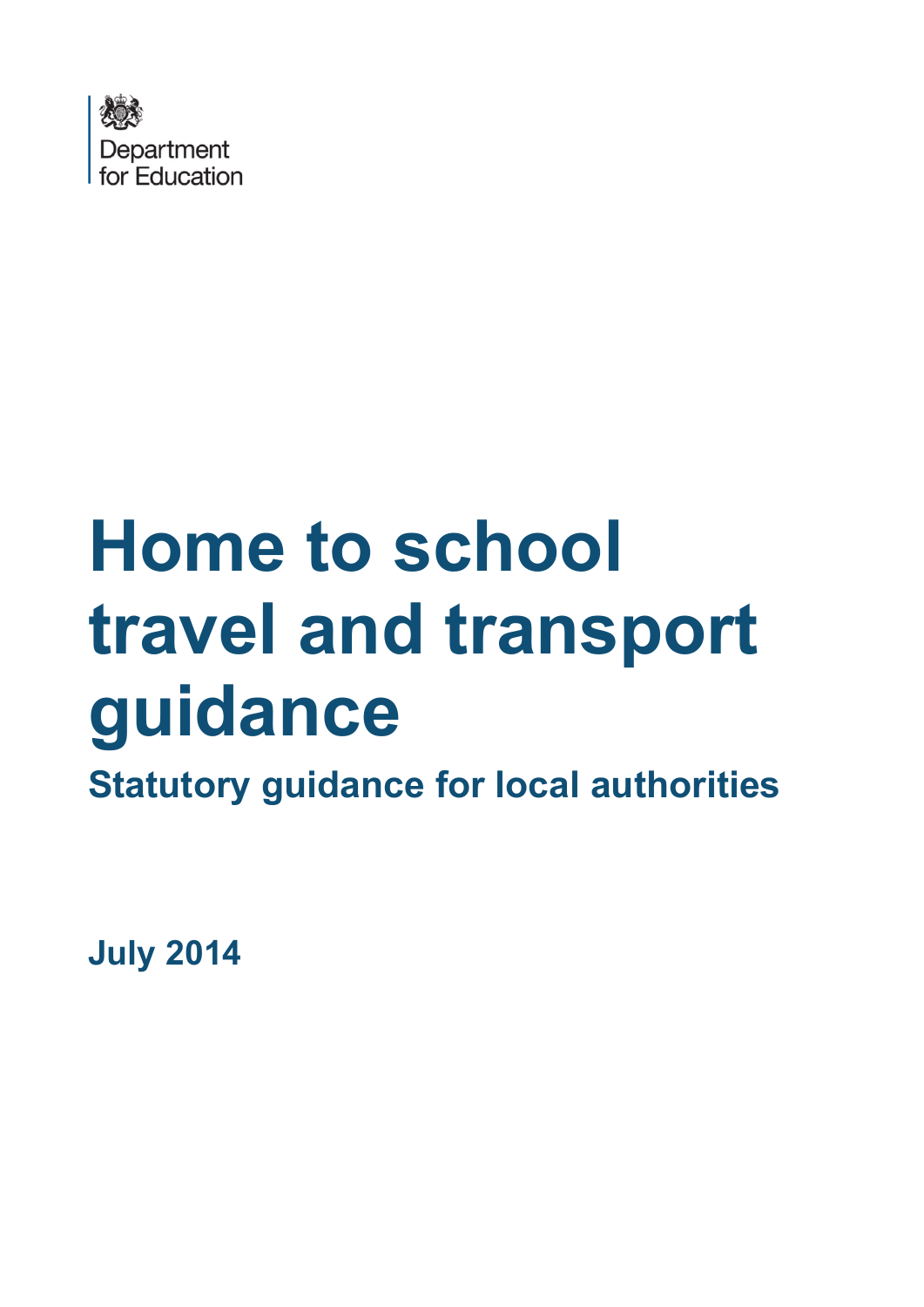Department for Education

# Home to school travel and transport guidance

## Statutory guidance for local authorities

**July 2014**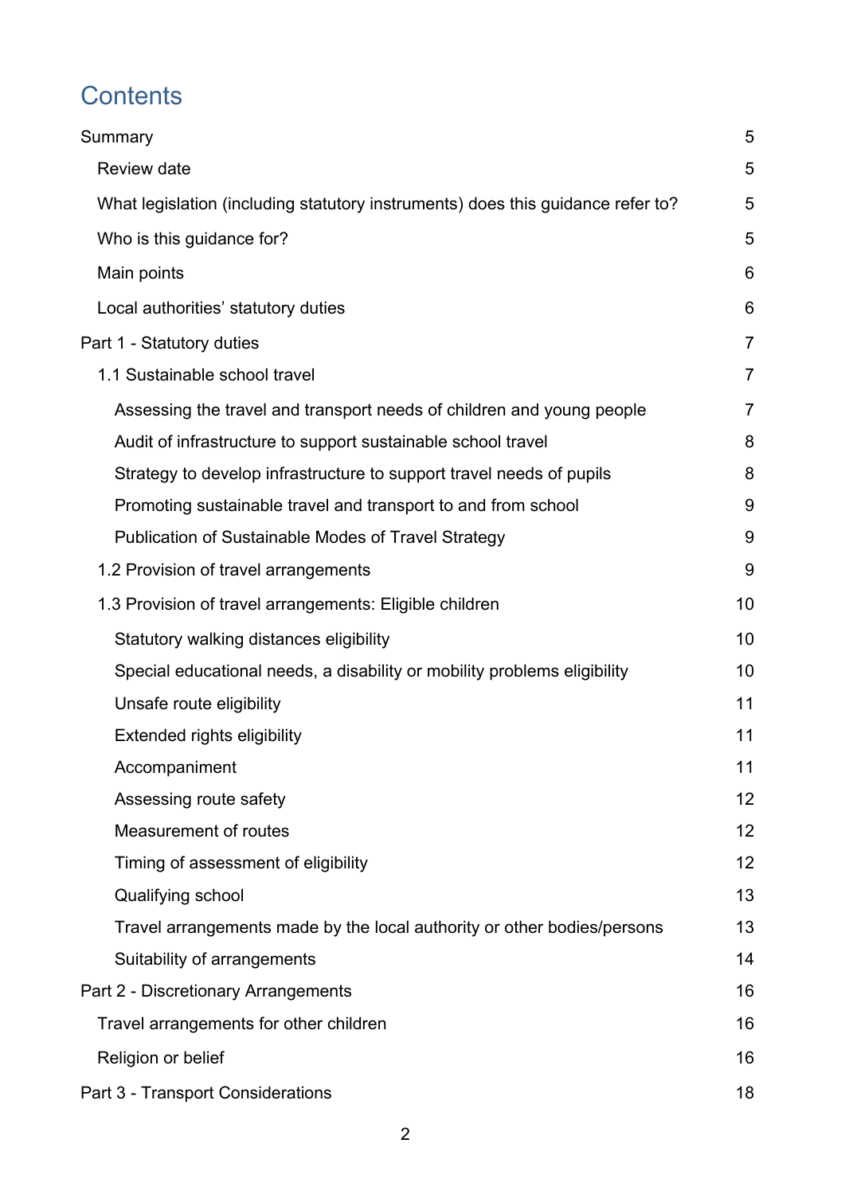# Contents

Summary 5

- Review date 5
- What legislation (including statutory instruments) does this guidance refer to? 5
- Who is this guidance for? 5
- Main points 6
- Local authorities' statutory duties 6

Part 1 - Statutory duties 7

- 1.1 Sustainable school travel 7
  - Assessing the travel and transport needs of children and young people 7
  - Audit of infrastructure to support sustainable school travel 8
  - Strategy to develop infrastructure to support travel needs of pupils 8
  - Promoting sustainable travel and transport to and from school 9
  - Publication of Sustainable Modes of Travel Strategy 9
- 1.2 Provision of travel arrangements 9
- 1.3 Provision of travel arrangements: Eligible children 10
  - Statutory walking distances eligibility 10
  - Special educational needs, a disability or mobility problems eligibility 10
  - Unsafe route eligibility 11
  - Extended rights eligibility 11
  - Accompaniment 11
  - Assessing route safety 12
  - Measurement of routes 12
  - Timing of assessment of eligibility 12
  - Qualifying school 13
  - Travel arrangements made by the local authority or other bodies/persons 13
  - Suitability of arrangements 14

Part 2 - Discretionary Arrangements 16

- Travel arrangements for other children 16
- Religion or belief 16

Part 3 - Transport Considerations 18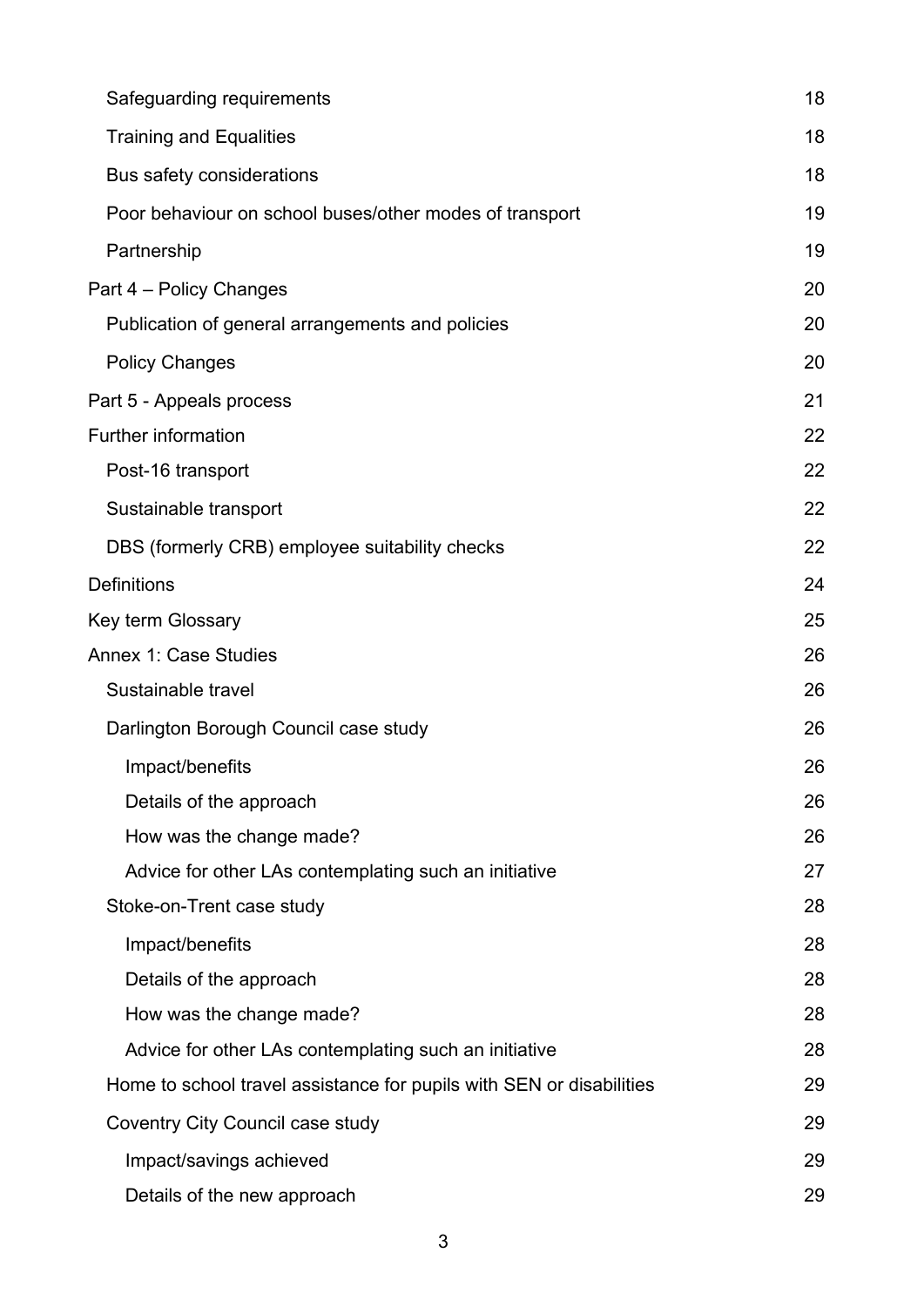| | |
|---|---|
| Safeguarding requirements | 18 |
| Training and Equalities | 18 |
| Bus safety considerations | 18 |
| Poor behaviour on school buses/other modes of transport | 19 |
| Partnership | 19 |
| Part 4 – Policy Changes | 20 |
| Publication of general arrangements and policies | 20 |
| Policy Changes | 20 |
| Part 5 - Appeals process | 21 |
| Further information | 22 |
| Post-16 transport | 22 |
| Sustainable transport | 22 |
| DBS (formerly CRB) employee suitability checks | 22 |
| Definitions | 24 |
| Key term Glossary | 25 |
| Annex 1: Case Studies | 26 |
| Sustainable travel | 26 |
| Darlington Borough Council case study | 26 |
| Impact/benefits | 26 |
| Details of the approach | 26 |
| How was the change made? | 26 |
| Advice for other LAs contemplating such an initiative | 27 |
| Stoke-on-Trent case study | 28 |
| Impact/benefits | 28 |
| Details of the approach | 28 |
| How was the change made? | 28 |
| Advice for other LAs contemplating such an initiative | 28 |
| Home to school travel assistance for pupils with SEN or disabilities | 29 |
| Coventry City Council case study | 29 |
| Impact/savings achieved | 29 |
| Details of the new approach | 29 |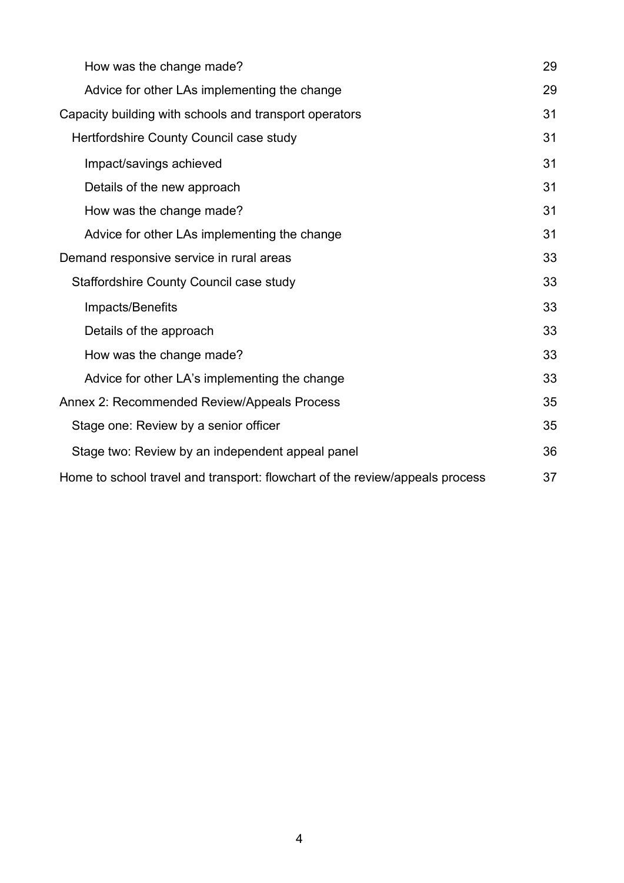How was the change made? 29

Advice for other LAs implementing the change 29

Capacity building with schools and transport operators 31

Hertfordshire County Council case study 31

Impact/savings achieved 31

Details of the new approach 31

How was the change made? 31

Advice for other LAs implementing the change 31

Demand responsive service in rural areas 33

Staffordshire County Council case study 33

Impacts/Benefits 33

Details of the approach 33

How was the change made? 33

Advice for other LA's implementing the change 33

Annex 2: Recommended Review/Appeals Process 35

Stage one: Review by a senior officer 35

Stage two: Review by an independent appeal panel 36

Home to school travel and transport: flowchart of the review/appeals process 37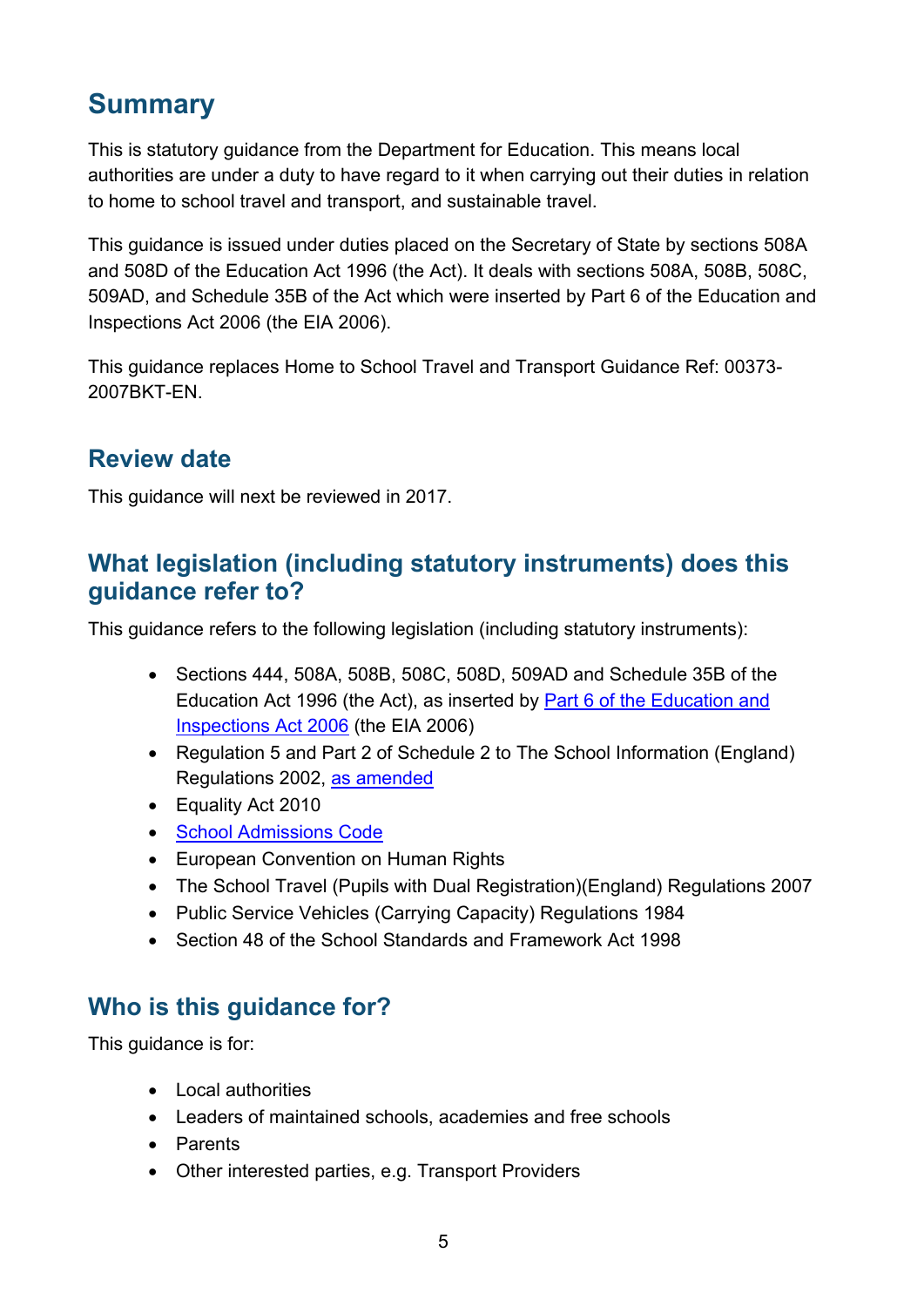# Summary

This is statutory guidance from the Department for Education. This means local authorities are under a duty to have regard to it when carrying out their duties in relation to home to school travel and transport, and sustainable travel.

This guidance is issued under duties placed on the Secretary of State by sections 508A and 508D of the Education Act 1996 (the Act). It deals with sections 508A, 508B, 508C, 509AD, and Schedule 35B of the Act which were inserted by Part 6 of the Education and Inspections Act 2006 (the EIA 2006).

This guidance replaces Home to School Travel and Transport Guidance Ref: 00373-2007BKT-EN.

## Review date

This guidance will next be reviewed in 2017.

## What legislation (including statutory instruments) does this guidance refer to?

This guidance refers to the following legislation (including statutory instruments):

- Sections 444, 508A, 508B, 508C, 508D, 509AD and Schedule 35B of the Education Act 1996 (the Act), as inserted by Part 6 of the Education and Inspections Act 2006 (the EIA 2006)
- Regulation 5 and Part 2 of Schedule 2 to The School Information (England) Regulations 2002, as amended
- Equality Act 2010
- School Admissions Code
- European Convention on Human Rights
- The School Travel (Pupils with Dual Registration)(England) Regulations 2007
- Public Service Vehicles (Carrying Capacity) Regulations 1984
- Section 48 of the School Standards and Framework Act 1998

## Who is this guidance for?

This guidance is for:

- Local authorities
- Leaders of maintained schools, academies and free schools
- Parents
- Other interested parties, e.g. Transport Providers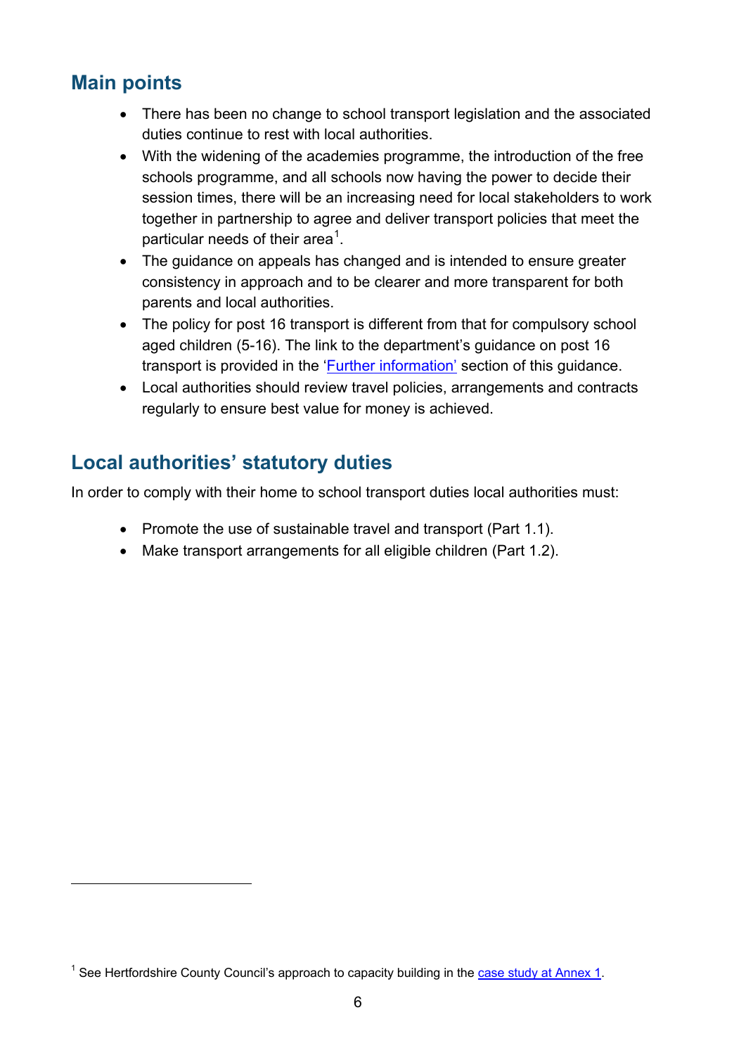## Main points

- There has been no change to school transport legislation and the associated duties continue to rest with local authorities.
- With the widening of the academies programme, the introduction of the free schools programme, and all schools now having the power to decide their session times, there will be an increasing need for local stakeholders to work together in partnership to agree and deliver transport policies that meet the particular needs of their area[1].
- The guidance on appeals has changed and is intended to ensure greater consistency in approach and to be clearer and more transparent for both parents and local authorities.
- The policy for post 16 transport is different from that for compulsory school aged children (5-16). The link to the department's guidance on post 16 transport is provided in the 'Further information' section of this guidance.
- Local authorities should review travel policies, arrangements and contracts regularly to ensure best value for money is achieved.

## Local authorities' statutory duties

In order to comply with their home to school transport duties local authorities must:

- Promote the use of sustainable travel and transport (Part 1.1).
- Make transport arrangements for all eligible children (Part 1.2).

---

[1] See Hertfordshire County Council's approach to capacity building in the case study at Annex 1.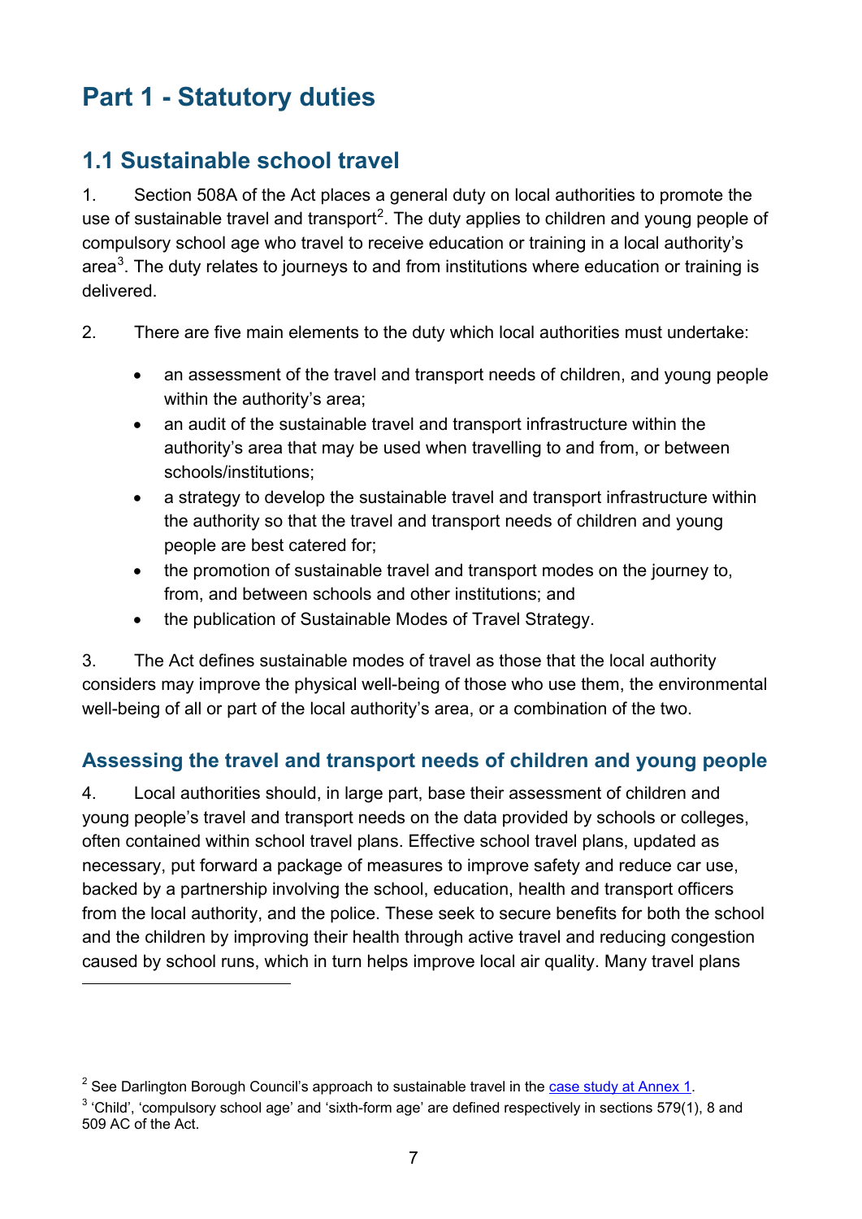# Part 1 - Statutory duties

## 1.1 Sustainable school travel

1. Section 508A of the Act places a general duty on local authorities to promote the use of sustainable travel and transport[2]. The duty applies to children and young people of compulsory school age who travel to receive education or training in a local authority's area[3]. The duty relates to journeys to and from institutions where education or training is delivered.

2. There are five main elements to the duty which local authorities must undertake:

- an assessment of the travel and transport needs of children, and young people within the authority's area;
- an audit of the sustainable travel and transport infrastructure within the authority's area that may be used when travelling to and from, or between schools/institutions;
- a strategy to develop the sustainable travel and transport infrastructure within the authority so that the travel and transport needs of children and young people are best catered for;
- the promotion of sustainable travel and transport modes on the journey to, from, and between schools and other institutions; and
- the publication of Sustainable Modes of Travel Strategy.

3. The Act defines sustainable modes of travel as those that the local authority considers may improve the physical well-being of those who use them, the environmental well-being of all or part of the local authority's area, or a combination of the two.

### Assessing the travel and transport needs of children and young people

4. Local authorities should, in large part, base their assessment of children and young people's travel and transport needs on the data provided by schools or colleges, often contained within school travel plans. Effective school travel plans, updated as necessary, put forward a package of measures to improve safety and reduce car use, backed by a partnership involving the school, education, health and transport officers from the local authority, and the police. These seek to secure benefits for both the school and the children by improving their health through active travel and reducing congestion caused by school runs, which in turn helps improve local air quality. Many travel plans

---

[2] See Darlington Borough Council's approach to sustainable travel in the case study at Annex 1.

[3] 'Child', 'compulsory school age' and 'sixth-form age' are defined respectively in sections 579(1), 8 and 509 AC of the Act.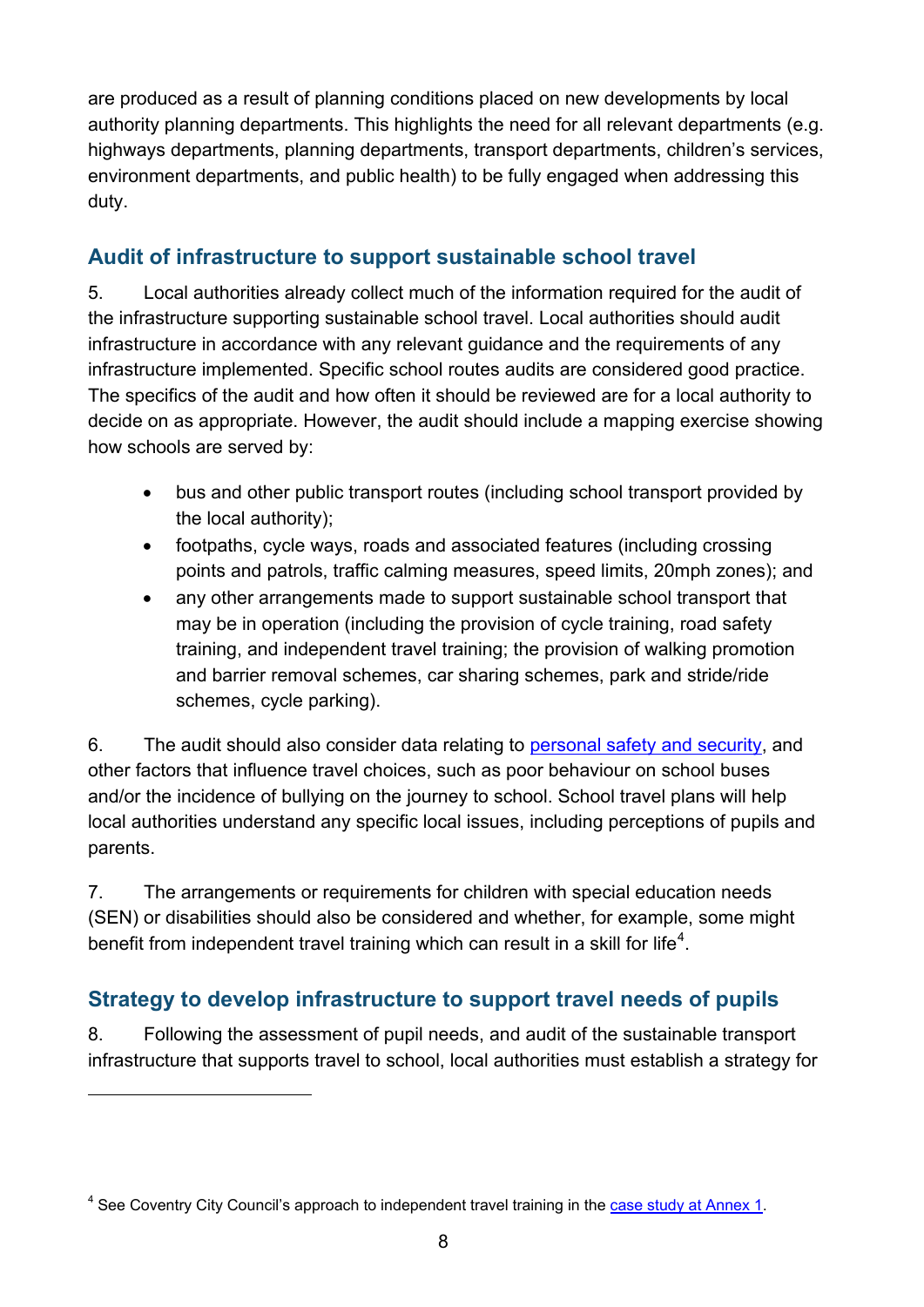are produced as a result of planning conditions placed on new developments by local authority planning departments. This highlights the need for all relevant departments (e.g. highways departments, planning departments, transport departments, children's services, environment departments, and public health) to be fully engaged when addressing this duty.

## Audit of infrastructure to support sustainable school travel

5. Local authorities already collect much of the information required for the audit of the infrastructure supporting sustainable school travel. Local authorities should audit infrastructure in accordance with any relevant guidance and the requirements of any infrastructure implemented. Specific school routes audits are considered good practice. The specifics of the audit and how often it should be reviewed are for a local authority to decide on as appropriate. However, the audit should include a mapping exercise showing how schools are served by:

- bus and other public transport routes (including school transport provided by the local authority);
- footpaths, cycle ways, roads and associated features (including crossing points and patrols, traffic calming measures, speed limits, 20mph zones); and
- any other arrangements made to support sustainable school transport that may be in operation (including the provision of cycle training, road safety training, and independent travel training; the provision of walking promotion and barrier removal schemes, car sharing schemes, park and stride/ride schemes, cycle parking).

6. The audit should also consider data relating to personal safety and security, and other factors that influence travel choices, such as poor behaviour on school buses and/or the incidence of bullying on the journey to school. School travel plans will help local authorities understand any specific local issues, including perceptions of pupils and parents.

7. The arrangements or requirements for children with special education needs (SEN) or disabilities should also be considered and whether, for example, some might benefit from independent travel training which can result in a skill for life[4].

## Strategy to develop infrastructure to support travel needs of pupils

8. Following the assessment of pupil needs, and audit of the sustainable transport infrastructure that supports travel to school, local authorities must establish a strategy for

[4] See Coventry City Council's approach to independent travel training in the case study at Annex 1.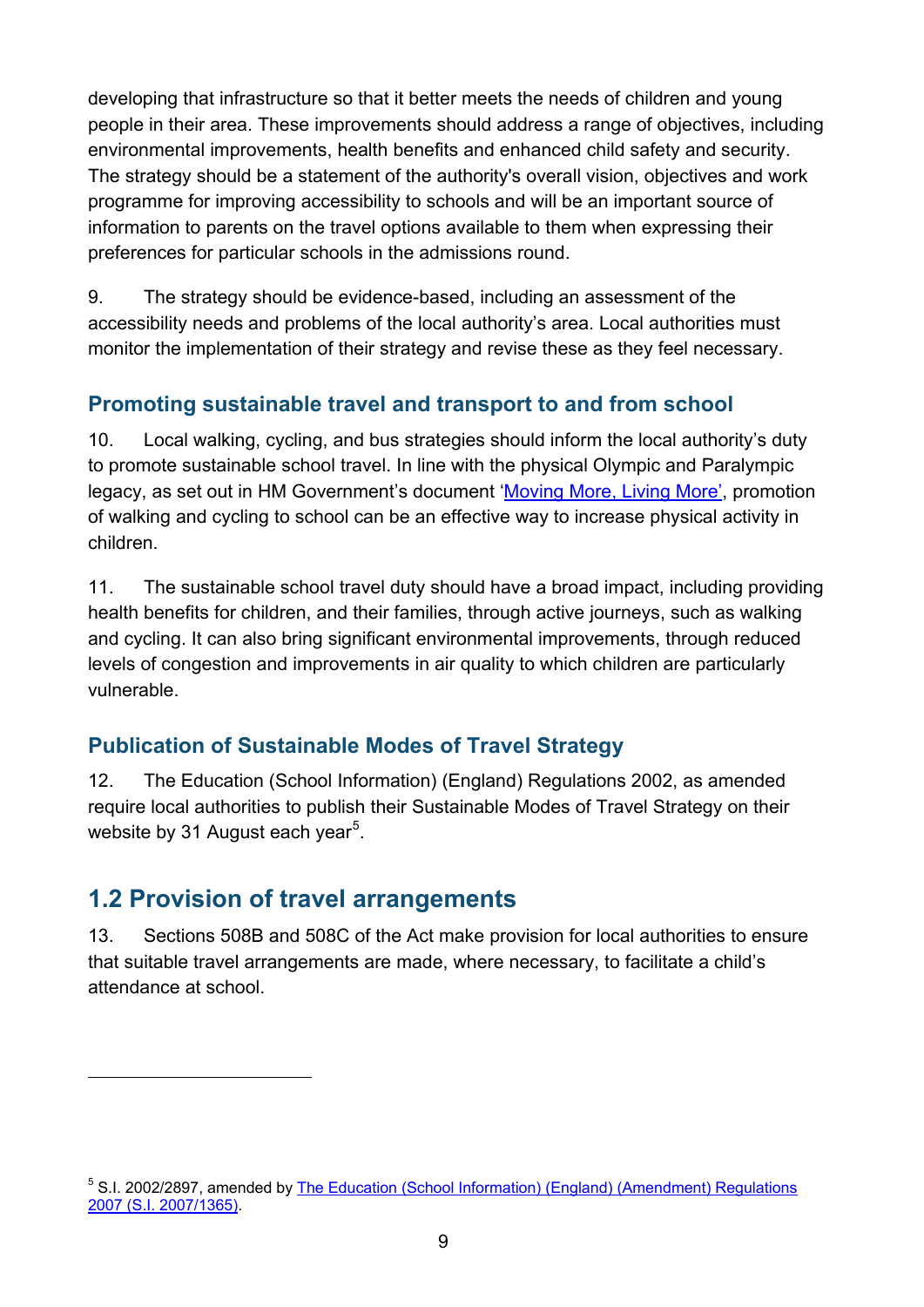developing that infrastructure so that it better meets the needs of children and young people in their area. These improvements should address a range of objectives, including environmental improvements, health benefits and enhanced child safety and security. The strategy should be a statement of the authority's overall vision, objectives and work programme for improving accessibility to schools and will be an important source of information to parents on the travel options available to them when expressing their preferences for particular schools in the admissions round.

9. The strategy should be evidence-based, including an assessment of the accessibility needs and problems of the local authority's area. Local authorities must monitor the implementation of their strategy and revise these as they feel necessary.

### Promoting sustainable travel and transport to and from school

10. Local walking, cycling, and bus strategies should inform the local authority's duty to promote sustainable school travel. In line with the physical Olympic and Paralympic legacy, as set out in HM Government's document 'Moving More, Living More', promotion of walking and cycling to school can be an effective way to increase physical activity in children.

11. The sustainable school travel duty should have a broad impact, including providing health benefits for children, and their families, through active journeys, such as walking and cycling. It can also bring significant environmental improvements, through reduced levels of congestion and improvements in air quality to which children are particularly vulnerable.

### Publication of Sustainable Modes of Travel Strategy

12. The Education (School Information) (England) Regulations 2002, as amended require local authorities to publish their Sustainable Modes of Travel Strategy on their website by 31 August each year[5].

## 1.2 Provision of travel arrangements

13. Sections 508B and 508C of the Act make provision for local authorities to ensure that suitable travel arrangements are made, where necessary, to facilitate a child's attendance at school.

---

[5] S.I. 2002/2897, amended by The Education (School Information) (England) (Amendment) Regulations 2007 (S.I. 2007/1365).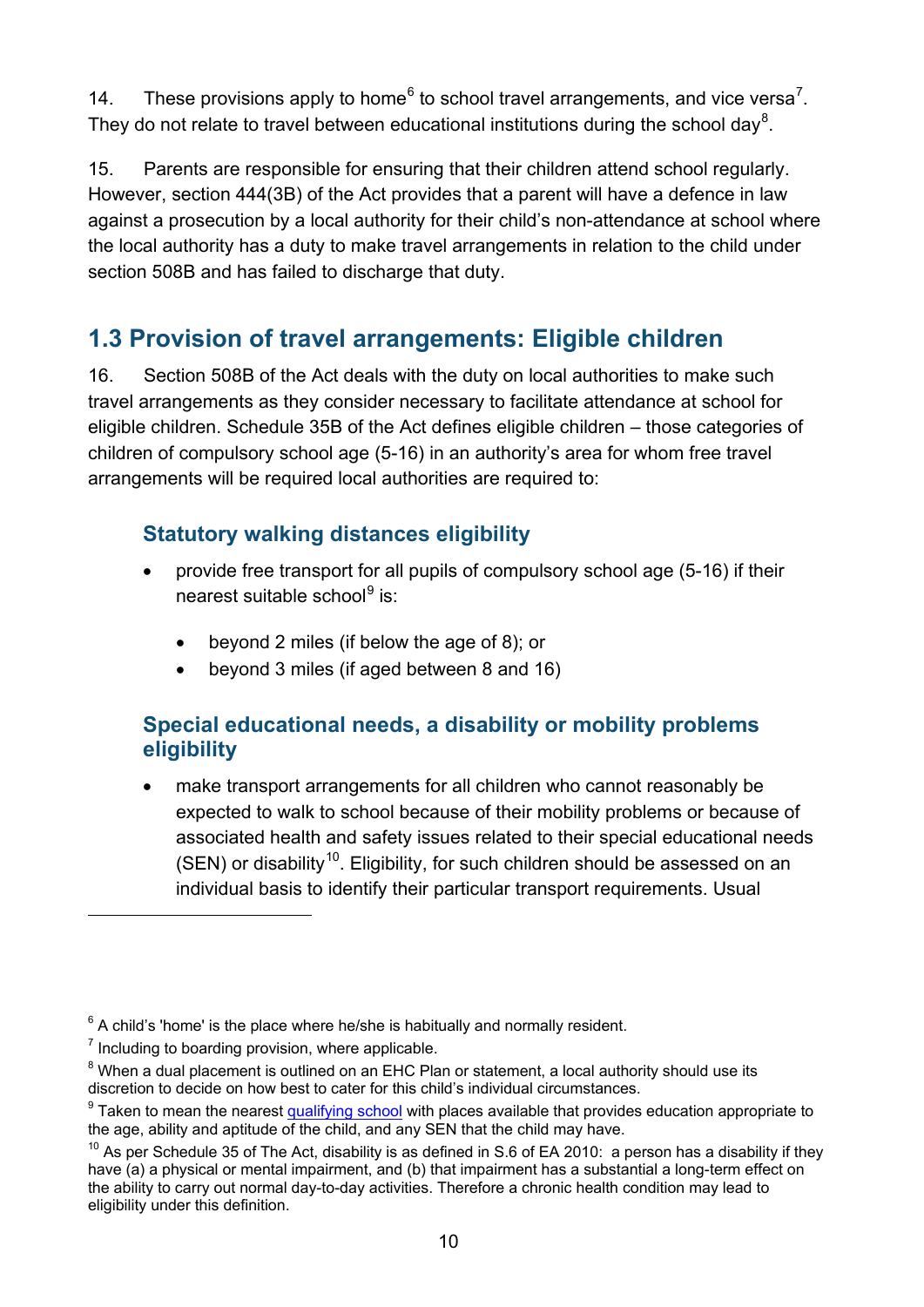14. These provisions apply to home[6] to school travel arrangements, and vice versa[7]. They do not relate to travel between educational institutions during the school day[8].

15. Parents are responsible for ensuring that their children attend school regularly. However, section 444(3B) of the Act provides that a parent will have a defence in law against a prosecution by a local authority for their child's non-attendance at school where the local authority has a duty to make travel arrangements in relation to the child under section 508B and has failed to discharge that duty.

## 1.3 Provision of travel arrangements: Eligible children

16. Section 508B of the Act deals with the duty on local authorities to make such travel arrangements as they consider necessary to facilitate attendance at school for eligible children. Schedule 35B of the Act defines eligible children – those categories of children of compulsory school age (5-16) in an authority's area for whom free travel arrangements will be required local authorities are required to:

### Statutory walking distances eligibility

- provide free transport for all pupils of compulsory school age (5-16) if their nearest suitable school[9] is:
  - beyond 2 miles (if below the age of 8); or
  - beyond 3 miles (if aged between 8 and 16)

### Special educational needs, a disability or mobility problems eligibility

- make transport arrangements for all children who cannot reasonably be expected to walk to school because of their mobility problems or because of associated health and safety issues related to their special educational needs (SEN) or disability[10]. Eligibility, for such children should be assessed on an individual basis to identify their particular transport requirements. Usual

---

[6] A child's 'home' is the place where he/she is habitually and normally resident.

[7] Including to boarding provision, where applicable.

[8] When a dual placement is outlined on an EHC Plan or statement, a local authority should use its discretion to decide on how best to cater for this child's individual circumstances.

[9] Taken to mean the nearest qualifying school with places available that provides education appropriate to the age, ability and aptitude of the child, and any SEN that the child may have.

[10] As per Schedule 35 of The Act, disability is as defined in S.6 of EA 2010: a person has a disability if they have (a) a physical or mental impairment, and (b) that impairment has a substantial a long-term effect on the ability to carry out normal day-to-day activities. Therefore a chronic health condition may lead to eligibility under this definition.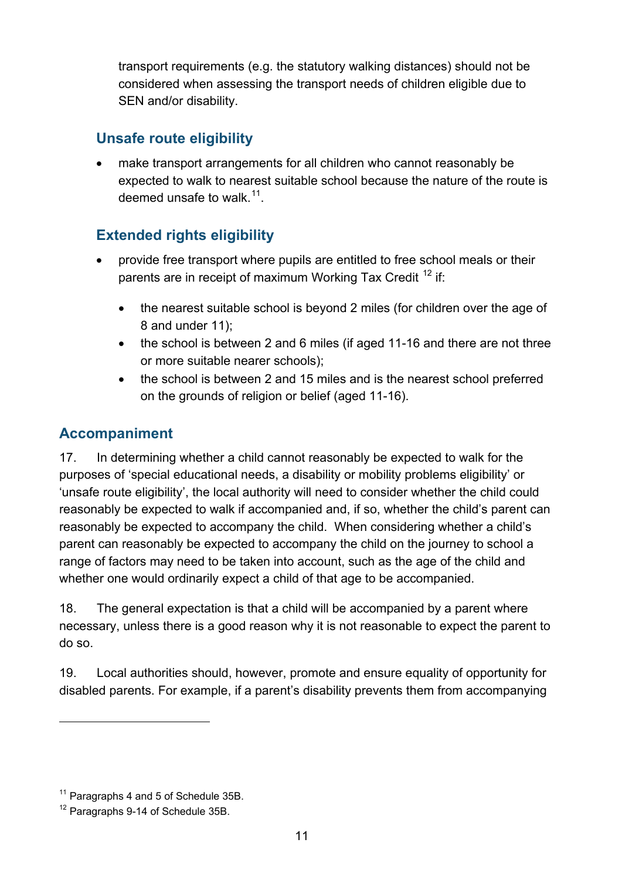transport requirements (e.g. the statutory walking distances) should not be considered when assessing the transport needs of children eligible due to SEN and/or disability.

### Unsafe route eligibility

- make transport arrangements for all children who cannot reasonably be expected to walk to nearest suitable school because the nature of the route is deemed unsafe to walk.[11].

### Extended rights eligibility

- provide free transport where pupils are entitled to free school meals or their parents are in receipt of maximum Working Tax Credit [12] if:
  - the nearest suitable school is beyond 2 miles (for children over the age of 8 and under 11);
  - the school is between 2 and 6 miles (if aged 11-16 and there are not three or more suitable nearer schools);
  - the school is between 2 and 15 miles and is the nearest school preferred on the grounds of religion or belief (aged 11-16).

## Accompaniment

17. In determining whether a child cannot reasonably be expected to walk for the purposes of 'special educational needs, a disability or mobility problems eligibility' or 'unsafe route eligibility', the local authority will need to consider whether the child could reasonably be expected to walk if accompanied and, if so, whether the child's parent can reasonably be expected to accompany the child. When considering whether a child's parent can reasonably be expected to accompany the child on the journey to school a range of factors may need to be taken into account, such as the age of the child and whether one would ordinarily expect a child of that age to be accompanied.

18. The general expectation is that a child will be accompanied by a parent where necessary, unless there is a good reason why it is not reasonable to expect the parent to do so.

19. Local authorities should, however, promote and ensure equality of opportunity for disabled parents. For example, if a parent's disability prevents them from accompanying

---

[11] Paragraphs 4 and 5 of Schedule 35B.

[12] Paragraphs 9-14 of Schedule 35B.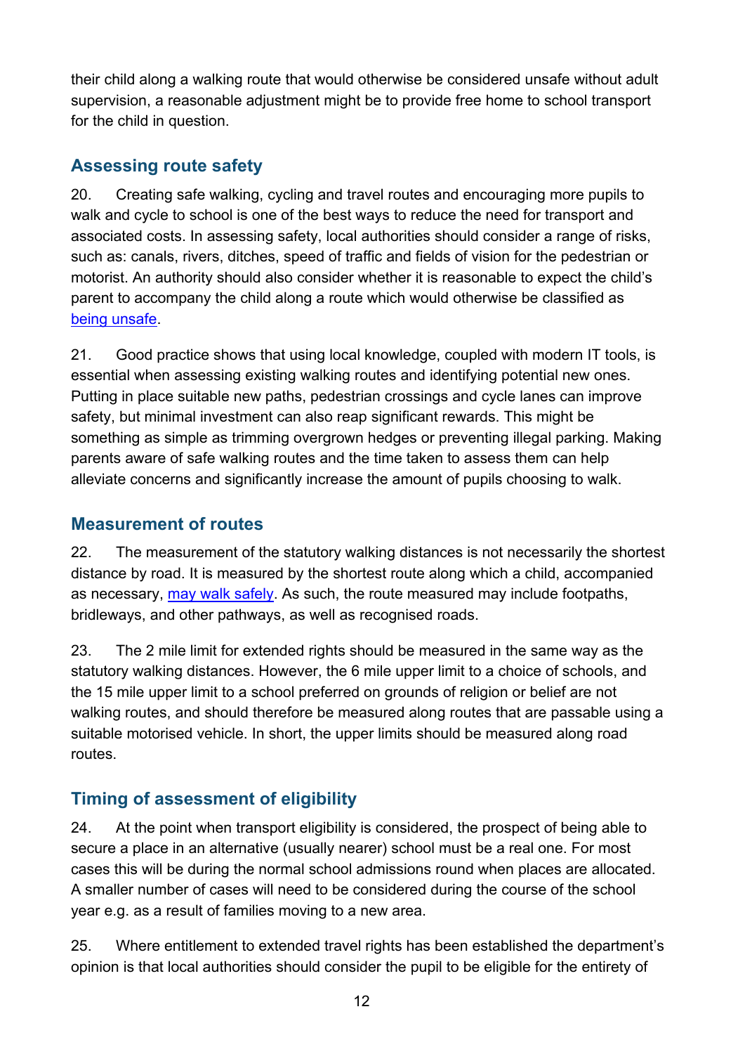their child along a walking route that would otherwise be considered unsafe without adult supervision, a reasonable adjustment might be to provide free home to school transport for the child in question.

## Assessing route safety

20. Creating safe walking, cycling and travel routes and encouraging more pupils to walk and cycle to school is one of the best ways to reduce the need for transport and associated costs. In assessing safety, local authorities should consider a range of risks, such as: canals, rivers, ditches, speed of traffic and fields of vision for the pedestrian or motorist. An authority should also consider whether it is reasonable to expect the child's parent to accompany the child along a route which would otherwise be classified as being unsafe.

21. Good practice shows that using local knowledge, coupled with modern IT tools, is essential when assessing existing walking routes and identifying potential new ones. Putting in place suitable new paths, pedestrian crossings and cycle lanes can improve safety, but minimal investment can also reap significant rewards. This might be something as simple as trimming overgrown hedges or preventing illegal parking. Making parents aware of safe walking routes and the time taken to assess them can help alleviate concerns and significantly increase the amount of pupils choosing to walk.

## Measurement of routes

22. The measurement of the statutory walking distances is not necessarily the shortest distance by road. It is measured by the shortest route along which a child, accompanied as necessary, may walk safely. As such, the route measured may include footpaths, bridleways, and other pathways, as well as recognised roads.

23. The 2 mile limit for extended rights should be measured in the same way as the statutory walking distances. However, the 6 mile upper limit to a choice of schools, and the 15 mile upper limit to a school preferred on grounds of religion or belief are not walking routes, and should therefore be measured along routes that are passable using a suitable motorised vehicle. In short, the upper limits should be measured along road routes.

## Timing of assessment of eligibility

24. At the point when transport eligibility is considered, the prospect of being able to secure a place in an alternative (usually nearer) school must be a real one. For most cases this will be during the normal school admissions round when places are allocated. A smaller number of cases will need to be considered during the course of the school year e.g. as a result of families moving to a new area.

25. Where entitlement to extended travel rights has been established the department's opinion is that local authorities should consider the pupil to be eligible for the entirety of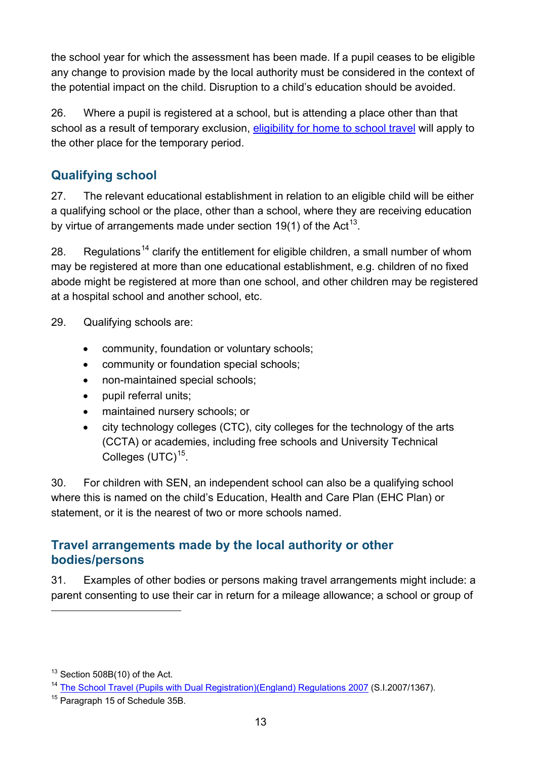the school year for which the assessment has been made. If a pupil ceases to be eligible any change to provision made by the local authority must be considered in the context of the potential impact on the child. Disruption to a child's education should be avoided.

26. Where a pupil is registered at a school, but is attending a place other than that school as a result of temporary exclusion, [eligibility for home to school travel](#) will apply to the other place for the temporary period.

## Qualifying school

27. The relevant educational establishment in relation to an eligible child will be either a qualifying school or the place, other than a school, where they are receiving education by virtue of arrangements made under section 19(1) of the Act[13].

28. Regulations[14] clarify the entitlement for eligible children, a small number of whom may be registered at more than one educational establishment, e.g. children of no fixed abode might be registered at more than one school, and other children may be registered at a hospital school and another school, etc.

29. Qualifying schools are:

- community, foundation or voluntary schools;
- community or foundation special schools;
- non-maintained special schools;
- pupil referral units;
- maintained nursery schools; or
- city technology colleges (CTC), city colleges for the technology of the arts (CCTA) or academies, including free schools and University Technical Colleges (UTC)[15].

30. For children with SEN, an independent school can also be a qualifying school where this is named on the child's Education, Health and Care Plan (EHC Plan) or statement, or it is the nearest of two or more schools named.

## Travel arrangements made by the local authority or other bodies/persons

31. Examples of other bodies or persons making travel arrangements might include: a parent consenting to use their car in return for a mileage allowance; a school or group of

---

[13] Section 508B(10) of the Act.

[14] [The School Travel (Pupils with Dual Registration)(England) Regulations 2007](#) (S.I.2007/1367).

[15] Paragraph 15 of Schedule 35B.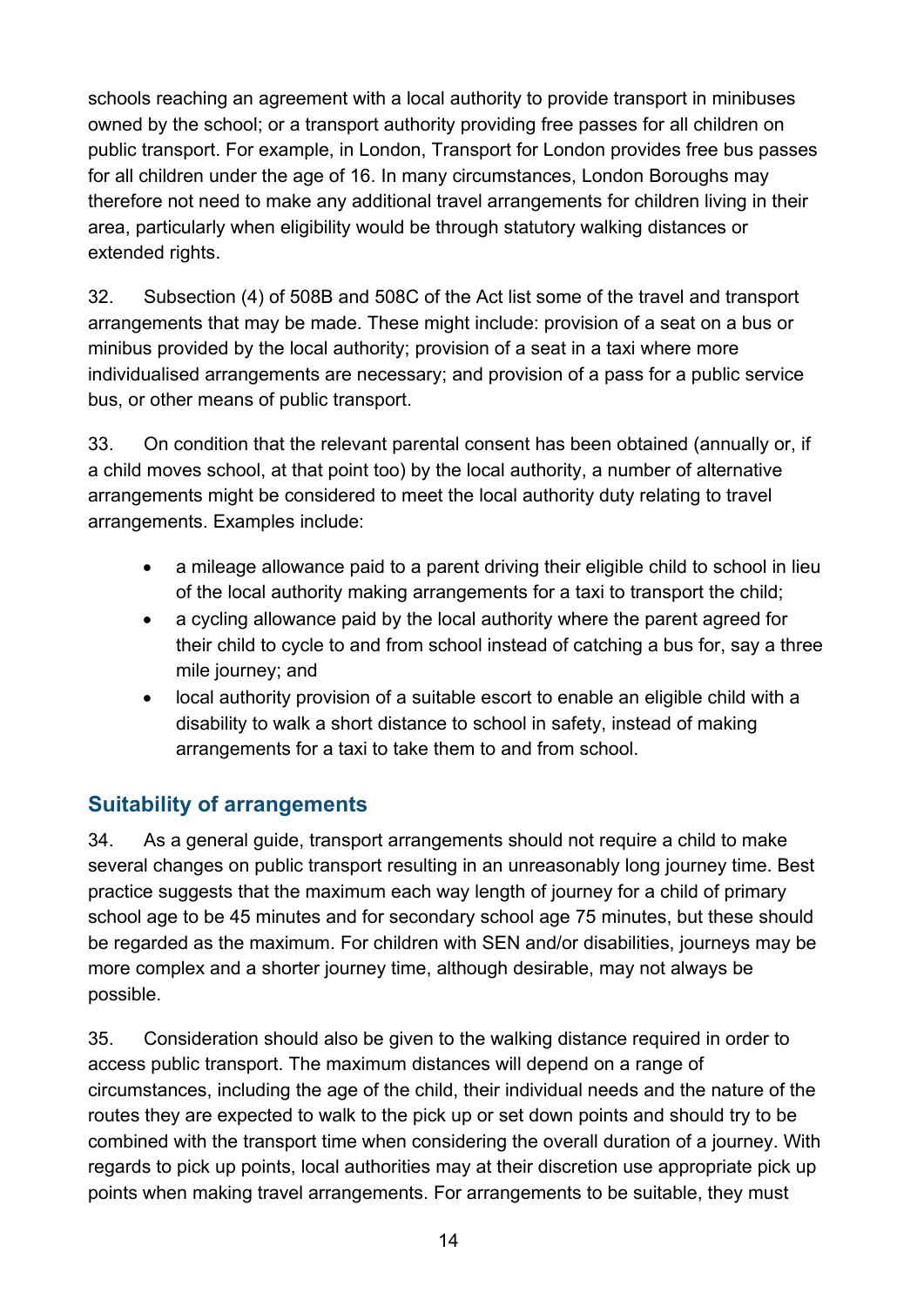schools reaching an agreement with a local authority to provide transport in minibuses owned by the school; or a transport authority providing free passes for all children on public transport. For example, in London, Transport for London provides free bus passes for all children under the age of 16. In many circumstances, London Boroughs may therefore not need to make any additional travel arrangements for children living in their area, particularly when eligibility would be through statutory walking distances or extended rights.

32. Subsection (4) of 508B and 508C of the Act list some of the travel and transport arrangements that may be made. These might include: provision of a seat on a bus or minibus provided by the local authority; provision of a seat in a taxi where more individualised arrangements are necessary; and provision of a pass for a public service bus, or other means of public transport.

33. On condition that the relevant parental consent has been obtained (annually or, if a child moves school, at that point too) by the local authority, a number of alternative arrangements might be considered to meet the local authority duty relating to travel arrangements. Examples include:

- a mileage allowance paid to a parent driving their eligible child to school in lieu of the local authority making arrangements for a taxi to transport the child;
- a cycling allowance paid by the local authority where the parent agreed for their child to cycle to and from school instead of catching a bus for, say a three mile journey; and
- local authority provision of a suitable escort to enable an eligible child with a disability to walk a short distance to school in safety, instead of making arrangements for a taxi to take them to and from school.

## Suitability of arrangements

34. As a general guide, transport arrangements should not require a child to make several changes on public transport resulting in an unreasonably long journey time. Best practice suggests that the maximum each way length of journey for a child of primary school age to be 45 minutes and for secondary school age 75 minutes, but these should be regarded as the maximum. For children with SEN and/or disabilities, journeys may be more complex and a shorter journey time, although desirable, may not always be possible.

35. Consideration should also be given to the walking distance required in order to access public transport. The maximum distances will depend on a range of circumstances, including the age of the child, their individual needs and the nature of the routes they are expected to walk to the pick up or set down points and should try to be combined with the transport time when considering the overall duration of a journey. With regards to pick up points, local authorities may at their discretion use appropriate pick up points when making travel arrangements. For arrangements to be suitable, they must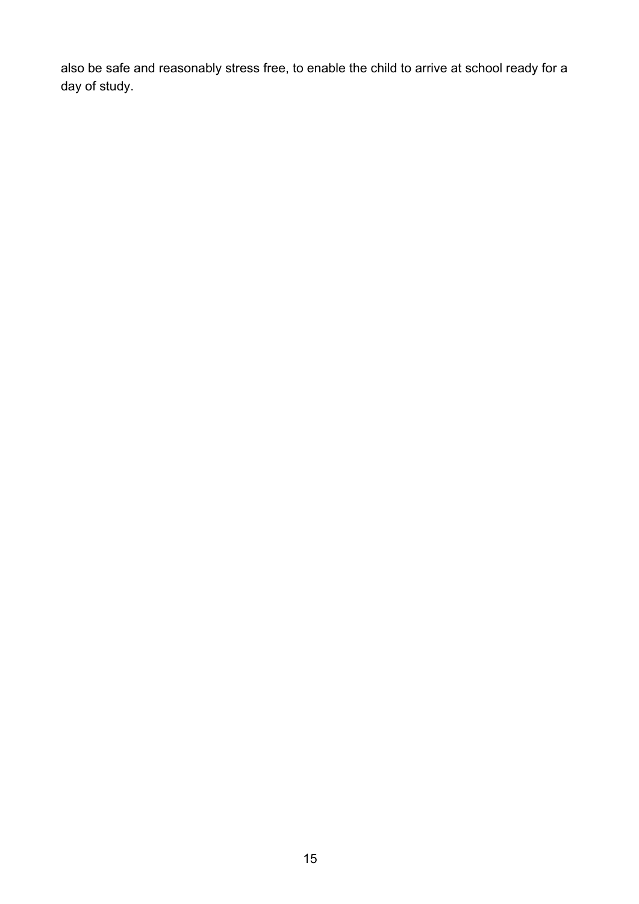also be safe and reasonably stress free, to enable the child to arrive at school ready for a day of study.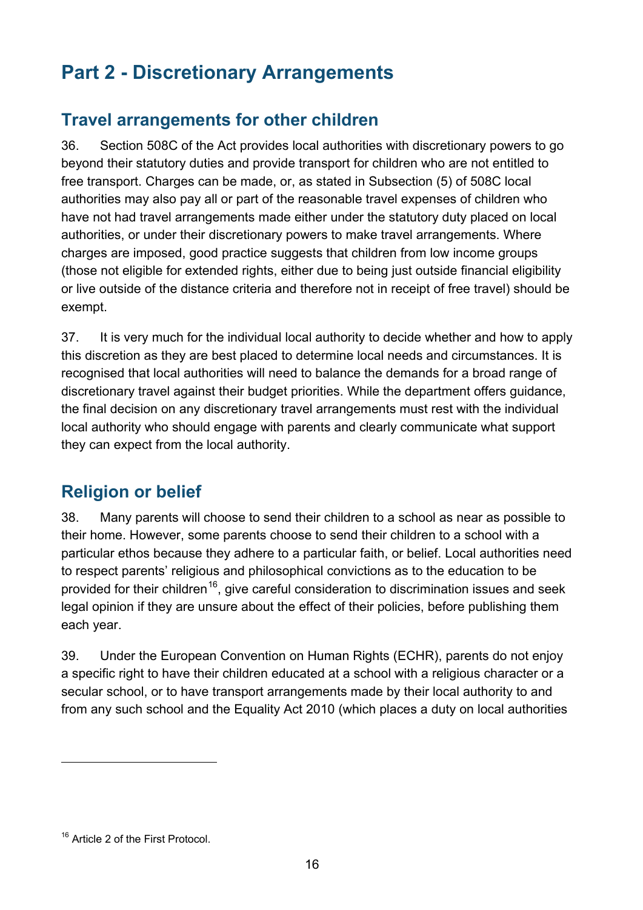# Part 2 - Discretionary Arrangements

## Travel arrangements for other children

36. Section 508C of the Act provides local authorities with discretionary powers to go beyond their statutory duties and provide transport for children who are not entitled to free transport. Charges can be made, or, as stated in Subsection (5) of 508C local authorities may also pay all or part of the reasonable travel expenses of children who have not had travel arrangements made either under the statutory duty placed on local authorities, or under their discretionary powers to make travel arrangements. Where charges are imposed, good practice suggests that children from low income groups (those not eligible for extended rights, either due to being just outside financial eligibility or live outside of the distance criteria and therefore not in receipt of free travel) should be exempt.

37. It is very much for the individual local authority to decide whether and how to apply this discretion as they are best placed to determine local needs and circumstances. It is recognised that local authorities will need to balance the demands for a broad range of discretionary travel against their budget priorities. While the department offers guidance, the final decision on any discretionary travel arrangements must rest with the individual local authority who should engage with parents and clearly communicate what support they can expect from the local authority.

## Religion or belief

38. Many parents will choose to send their children to a school as near as possible to their home. However, some parents choose to send their children to a school with a particular ethos because they adhere to a particular faith, or belief. Local authorities need to respect parents' religious and philosophical convictions as to the education to be provided for their children[16], give careful consideration to discrimination issues and seek legal opinion if they are unsure about the effect of their policies, before publishing them each year.

39. Under the European Convention on Human Rights (ECHR), parents do not enjoy a specific right to have their children educated at a school with a religious character or a secular school, or to have transport arrangements made by their local authority to and from any such school and the Equality Act 2010 (which places a duty on local authorities

[16] Article 2 of the First Protocol.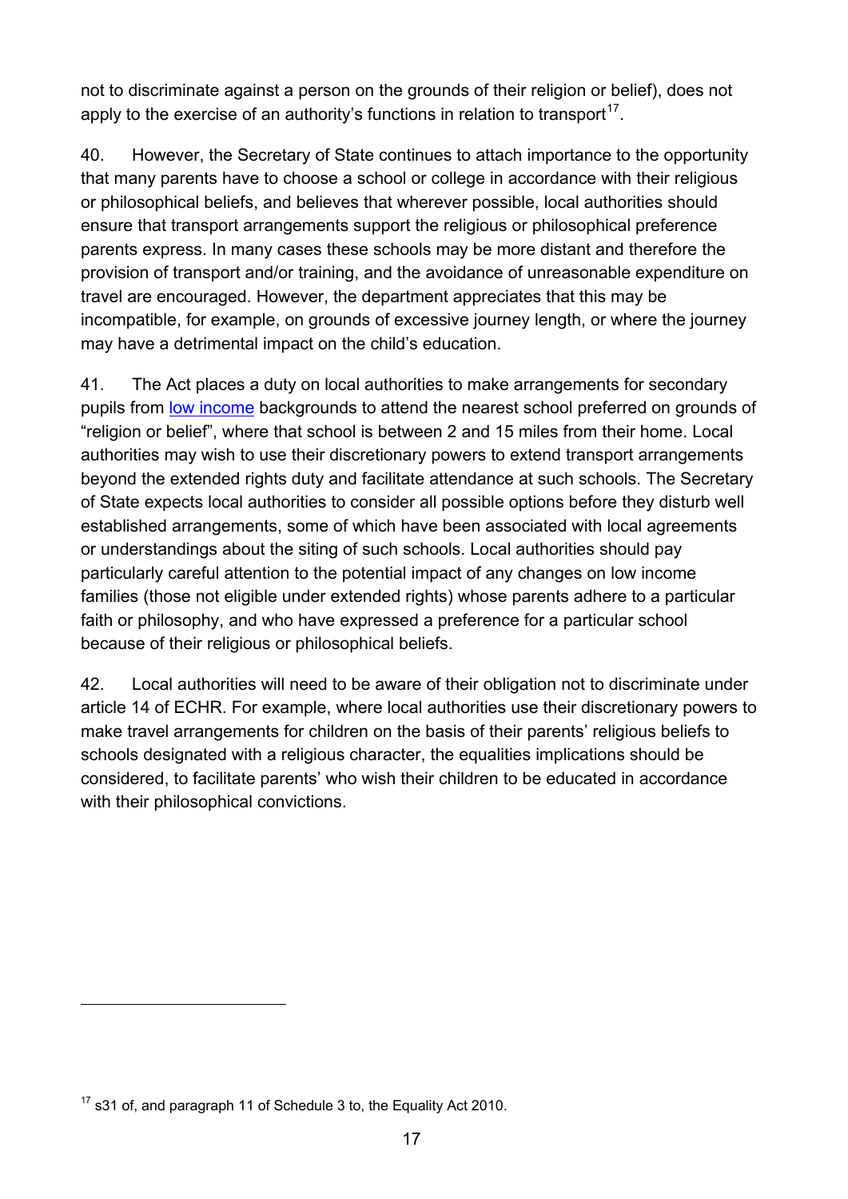not to discriminate against a person on the grounds of their religion or belief), does not apply to the exercise of an authority's functions in relation to transport[17].

40. However, the Secretary of State continues to attach importance to the opportunity that many parents have to choose a school or college in accordance with their religious or philosophical beliefs, and believes that wherever possible, local authorities should ensure that transport arrangements support the religious or philosophical preference parents express. In many cases these schools may be more distant and therefore the provision of transport and/or training, and the avoidance of unreasonable expenditure on travel are encouraged. However, the department appreciates that this may be incompatible, for example, on grounds of excessive journey length, or where the journey may have a detrimental impact on the child's education.

41. The Act places a duty on local authorities to make arrangements for secondary pupils from low income backgrounds to attend the nearest school preferred on grounds of "religion or belief", where that school is between 2 and 15 miles from their home. Local authorities may wish to use their discretionary powers to extend transport arrangements beyond the extended rights duty and facilitate attendance at such schools. The Secretary of State expects local authorities to consider all possible options before they disturb well established arrangements, some of which have been associated with local agreements or understandings about the siting of such schools. Local authorities should pay particularly careful attention to the potential impact of any changes on low income families (those not eligible under extended rights) whose parents adhere to a particular faith or philosophy, and who have expressed a preference for a particular school because of their religious or philosophical beliefs.

42. Local authorities will need to be aware of their obligation not to discriminate under article 14 of ECHR. For example, where local authorities use their discretionary powers to make travel arrangements for children on the basis of their parents' religious beliefs to schools designated with a religious character, the equalities implications should be considered, to facilitate parents' who wish their children to be educated in accordance with their philosophical convictions.

[17] s31 of, and paragraph 11 of Schedule 3 to, the Equality Act 2010.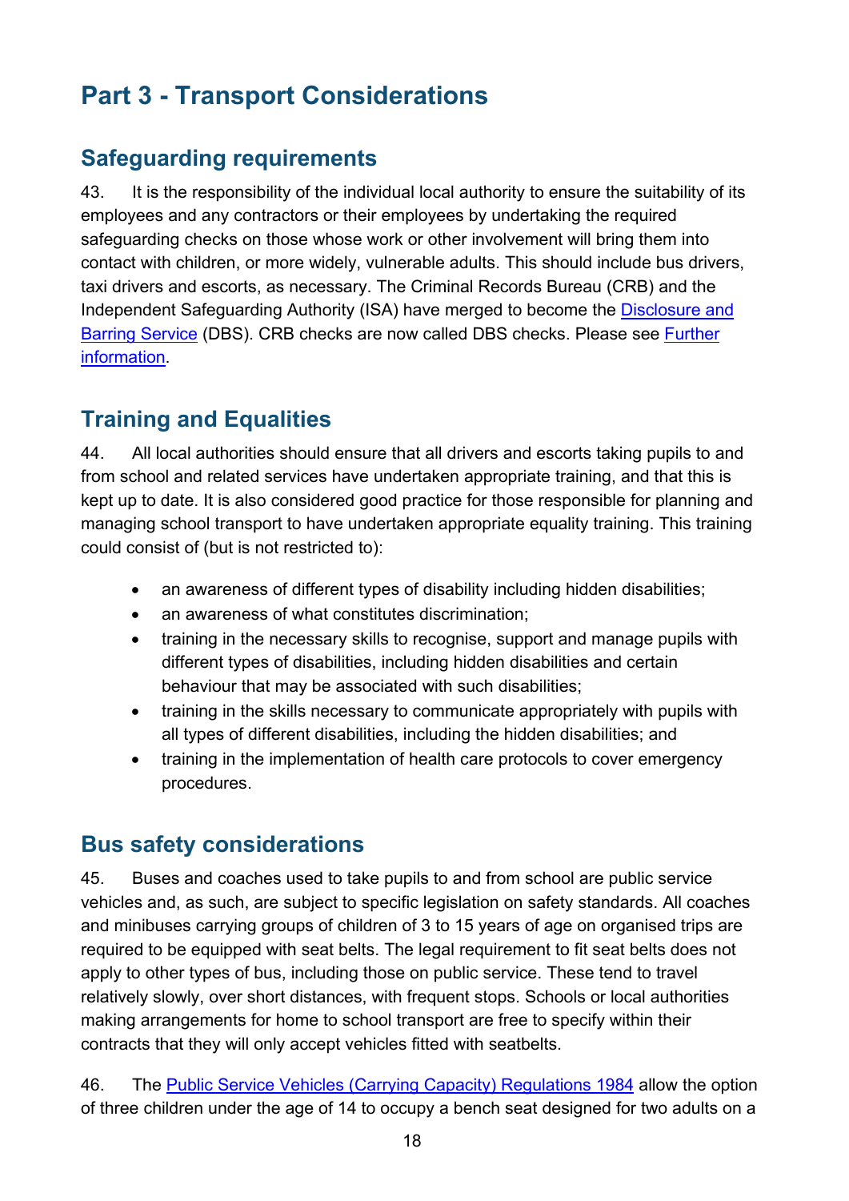# Part 3 - Transport Considerations

## Safeguarding requirements

43. It is the responsibility of the individual local authority to ensure the suitability of its employees and any contractors or their employees by undertaking the required safeguarding checks on those whose work or other involvement will bring them into contact with children, or more widely, vulnerable adults. This should include bus drivers, taxi drivers and escorts, as necessary. The Criminal Records Bureau (CRB) and the Independent Safeguarding Authority (ISA) have merged to become the Disclosure and Barring Service (DBS). CRB checks are now called DBS checks. Please see Further information.

## Training and Equalities

44. All local authorities should ensure that all drivers and escorts taking pupils to and from school and related services have undertaken appropriate training, and that this is kept up to date. It is also considered good practice for those responsible for planning and managing school transport to have undertaken appropriate equality training. This training could consist of (but is not restricted to):

- an awareness of different types of disability including hidden disabilities;
- an awareness of what constitutes discrimination;
- training in the necessary skills to recognise, support and manage pupils with different types of disabilities, including hidden disabilities and certain behaviour that may be associated with such disabilities;
- training in the skills necessary to communicate appropriately with pupils with all types of different disabilities, including the hidden disabilities; and
- training in the implementation of health care protocols to cover emergency procedures.

## Bus safety considerations

45. Buses and coaches used to take pupils to and from school are public service vehicles and, as such, are subject to specific legislation on safety standards. All coaches and minibuses carrying groups of children of 3 to 15 years of age on organised trips are required to be equipped with seat belts. The legal requirement to fit seat belts does not apply to other types of bus, including those on public service. These tend to travel relatively slowly, over short distances, with frequent stops. Schools or local authorities making arrangements for home to school transport are free to specify within their contracts that they will only accept vehicles fitted with seatbelts.

46. The Public Service Vehicles (Carrying Capacity) Regulations 1984 allow the option of three children under the age of 14 to occupy a bench seat designed for two adults on a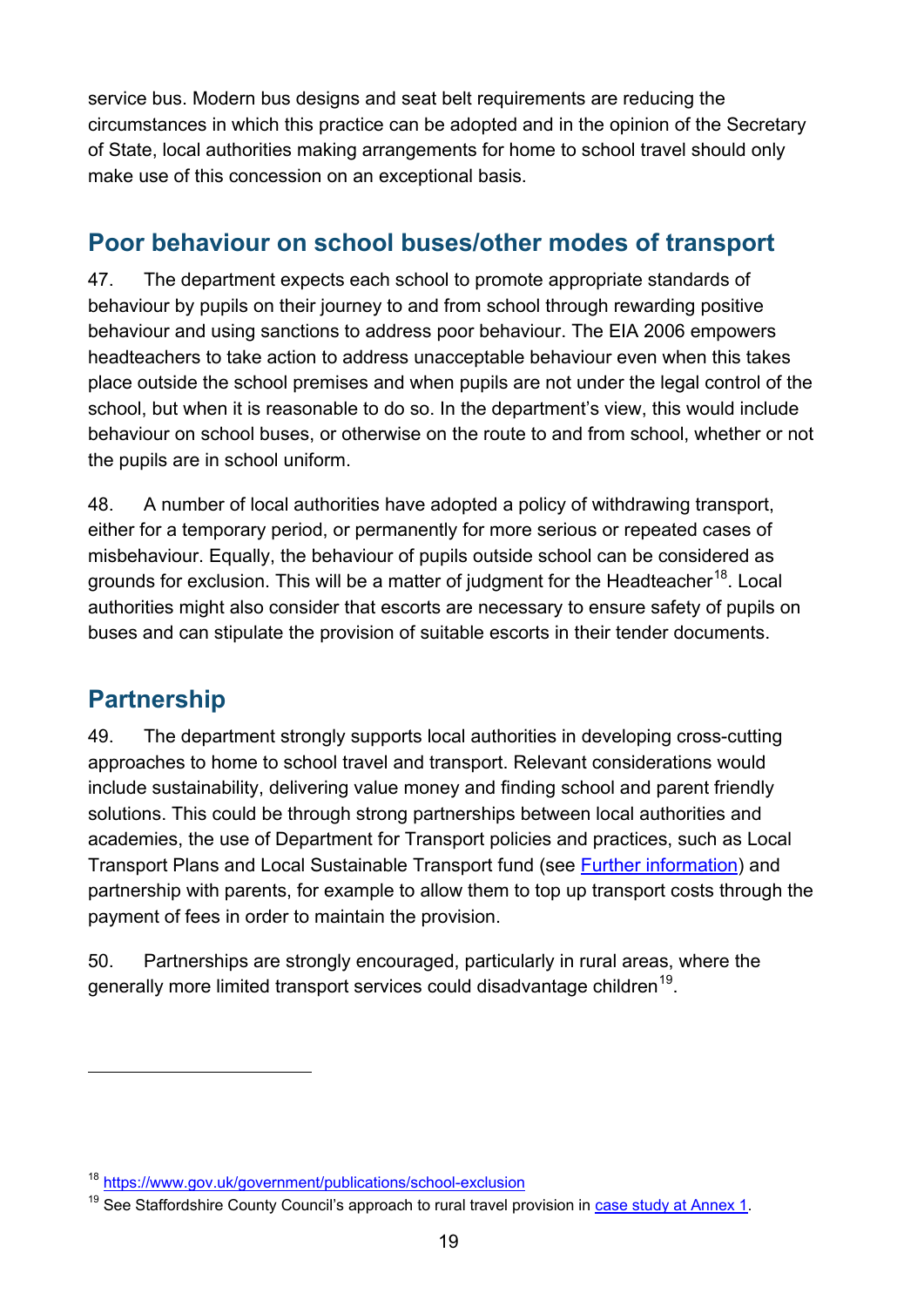service bus. Modern bus designs and seat belt requirements are reducing the circumstances in which this practice can be adopted and in the opinion of the Secretary of State, local authorities making arrangements for home to school travel should only make use of this concession on an exceptional basis.

## Poor behaviour on school buses/other modes of transport

47. The department expects each school to promote appropriate standards of behaviour by pupils on their journey to and from school through rewarding positive behaviour and using sanctions to address poor behaviour. The EIA 2006 empowers headteachers to take action to address unacceptable behaviour even when this takes place outside the school premises and when pupils are not under the legal control of the school, but when it is reasonable to do so. In the department's view, this would include behaviour on school buses, or otherwise on the route to and from school, whether or not the pupils are in school uniform.

48. A number of local authorities have adopted a policy of withdrawing transport, either for a temporary period, or permanently for more serious or repeated cases of misbehaviour. Equally, the behaviour of pupils outside school can be considered as grounds for exclusion. This will be a matter of judgment for the Headteacher[18]. Local authorities might also consider that escorts are necessary to ensure safety of pupils on buses and can stipulate the provision of suitable escorts in their tender documents.

## Partnership

49. The department strongly supports local authorities in developing cross-cutting approaches to home to school travel and transport. Relevant considerations would include sustainability, delivering value money and finding school and parent friendly solutions. This could be through strong partnerships between local authorities and academies, the use of Department for Transport policies and practices, such as Local Transport Plans and Local Sustainable Transport fund (see Further information) and partnership with parents, for example to allow them to top up transport costs through the payment of fees in order to maintain the provision.

50. Partnerships are strongly encouraged, particularly in rural areas, where the generally more limited transport services could disadvantage children[19].

---

[18] https://www.gov.uk/government/publications/school-exclusion

[19] See Staffordshire County Council's approach to rural travel provision in case study at Annex 1.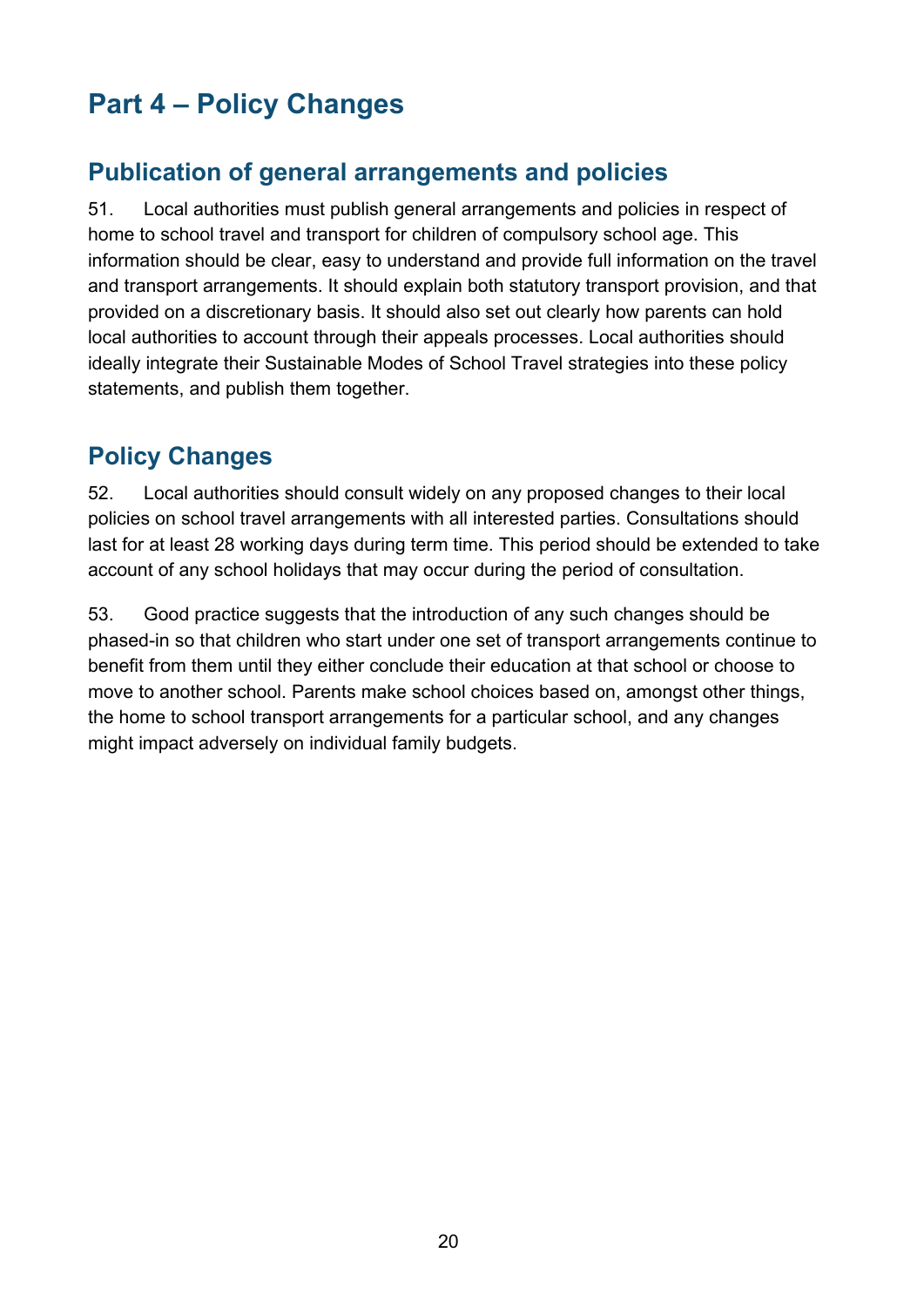# Part 4 – Policy Changes

## Publication of general arrangements and policies

51. Local authorities must publish general arrangements and policies in respect of home to school travel and transport for children of compulsory school age. This information should be clear, easy to understand and provide full information on the travel and transport arrangements. It should explain both statutory transport provision, and that provided on a discretionary basis. It should also set out clearly how parents can hold local authorities to account through their appeals processes. Local authorities should ideally integrate their Sustainable Modes of School Travel strategies into these policy statements, and publish them together.

## Policy Changes

52. Local authorities should consult widely on any proposed changes to their local policies on school travel arrangements with all interested parties. Consultations should last for at least 28 working days during term time. This period should be extended to take account of any school holidays that may occur during the period of consultation.

53. Good practice suggests that the introduction of any such changes should be phased-in so that children who start under one set of transport arrangements continue to benefit from them until they either conclude their education at that school or choose to move to another school. Parents make school choices based on, amongst other things, the home to school transport arrangements for a particular school, and any changes might impact adversely on individual family budgets.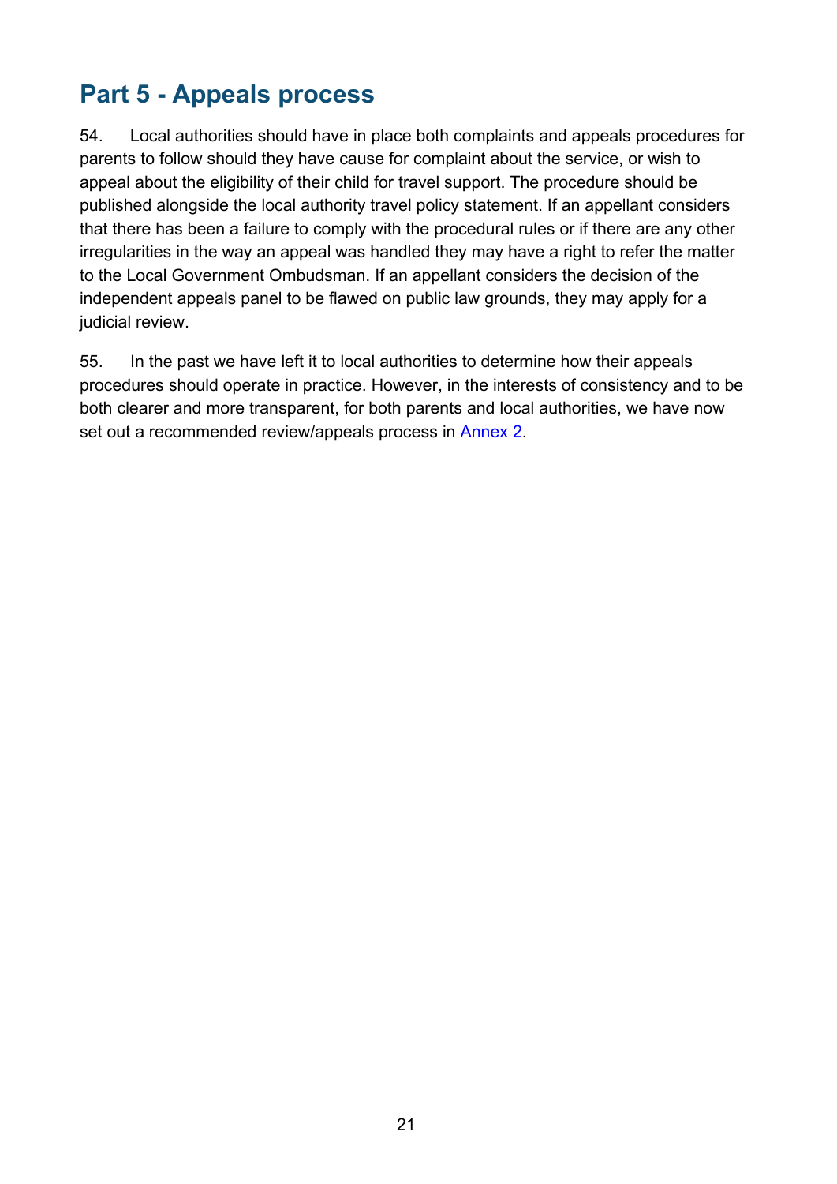# Part 5 - Appeals process

54. Local authorities should have in place both complaints and appeals procedures for parents to follow should they have cause for complaint about the service, or wish to appeal about the eligibility of their child for travel support. The procedure should be published alongside the local authority travel policy statement. If an appellant considers that there has been a failure to comply with the procedural rules or if there are any other irregularities in the way an appeal was handled they may have a right to refer the matter to the Local Government Ombudsman. If an appellant considers the decision of the independent appeals panel to be flawed on public law grounds, they may apply for a judicial review.

55. In the past we have left it to local authorities to determine how their appeals procedures should operate in practice. However, in the interests of consistency and to be both clearer and more transparent, for both parents and local authorities, we have now set out a recommended review/appeals process in Annex 2.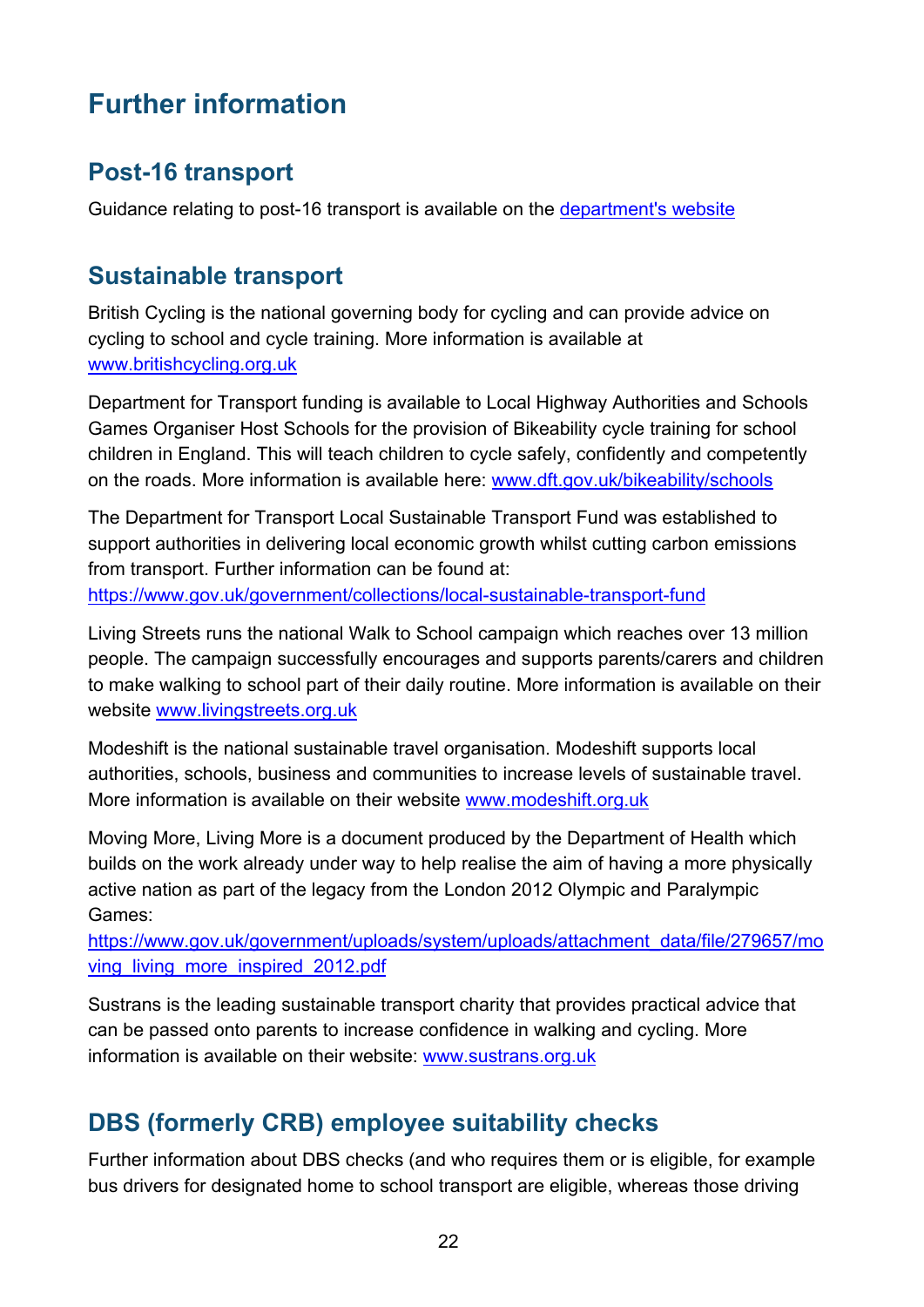# Further information

## Post-16 transport

Guidance relating to post-16 transport is available on the [department's website]()

## Sustainable transport

British Cycling is the national governing body for cycling and can provide advice on cycling to school and cycle training. More information is available at [www.britishcycling.org.uk](http://www.britishcycling.org.uk)

Department for Transport funding is available to Local Highway Authorities and Schools Games Organiser Host Schools for the provision of Bikeability cycle training for school children in England. This will teach children to cycle safely, confidently and competently on the roads. More information is available here: [www.dft.gov.uk/bikeability/schools](http://www.dft.gov.uk/bikeability/schools)

The Department for Transport Local Sustainable Transport Fund was established to support authorities in delivering local economic growth whilst cutting carbon emissions from transport. Further information can be found at: [https://www.gov.uk/government/collections/local-sustainable-transport-fund](https://www.gov.uk/government/collections/local-sustainable-transport-fund)

Living Streets runs the national Walk to School campaign which reaches over 13 million people. The campaign successfully encourages and supports parents/carers and children to make walking to school part of their daily routine. More information is available on their website [www.livingstreets.org.uk](http://www.livingstreets.org.uk)

Modeshift is the national sustainable travel organisation. Modeshift supports local authorities, schools, business and communities to increase levels of sustainable travel. More information is available on their website [www.modeshift.org.uk](http://www.modeshift.org.uk)

Moving More, Living More is a document produced by the Department of Health which builds on the work already under way to help realise the aim of having a more physically active nation as part of the legacy from the London 2012 Olympic and Paralympic Games: [https://www.gov.uk/government/uploads/system/uploads/attachment_data/file/279657/moving_living_more_inspired_2012.pdf](https://www.gov.uk/government/uploads/system/uploads/attachment_data/file/279657/moving_living_more_inspired_2012.pdf)

Sustrans is the leading sustainable transport charity that provides practical advice that can be passed onto parents to increase confidence in walking and cycling. More information is available on their website: [www.sustrans.org.uk](http://www.sustrans.org.uk)

## DBS (formerly CRB) employee suitability checks

Further information about DBS checks (and who requires them or is eligible, for example bus drivers for designated home to school transport are eligible, whereas those driving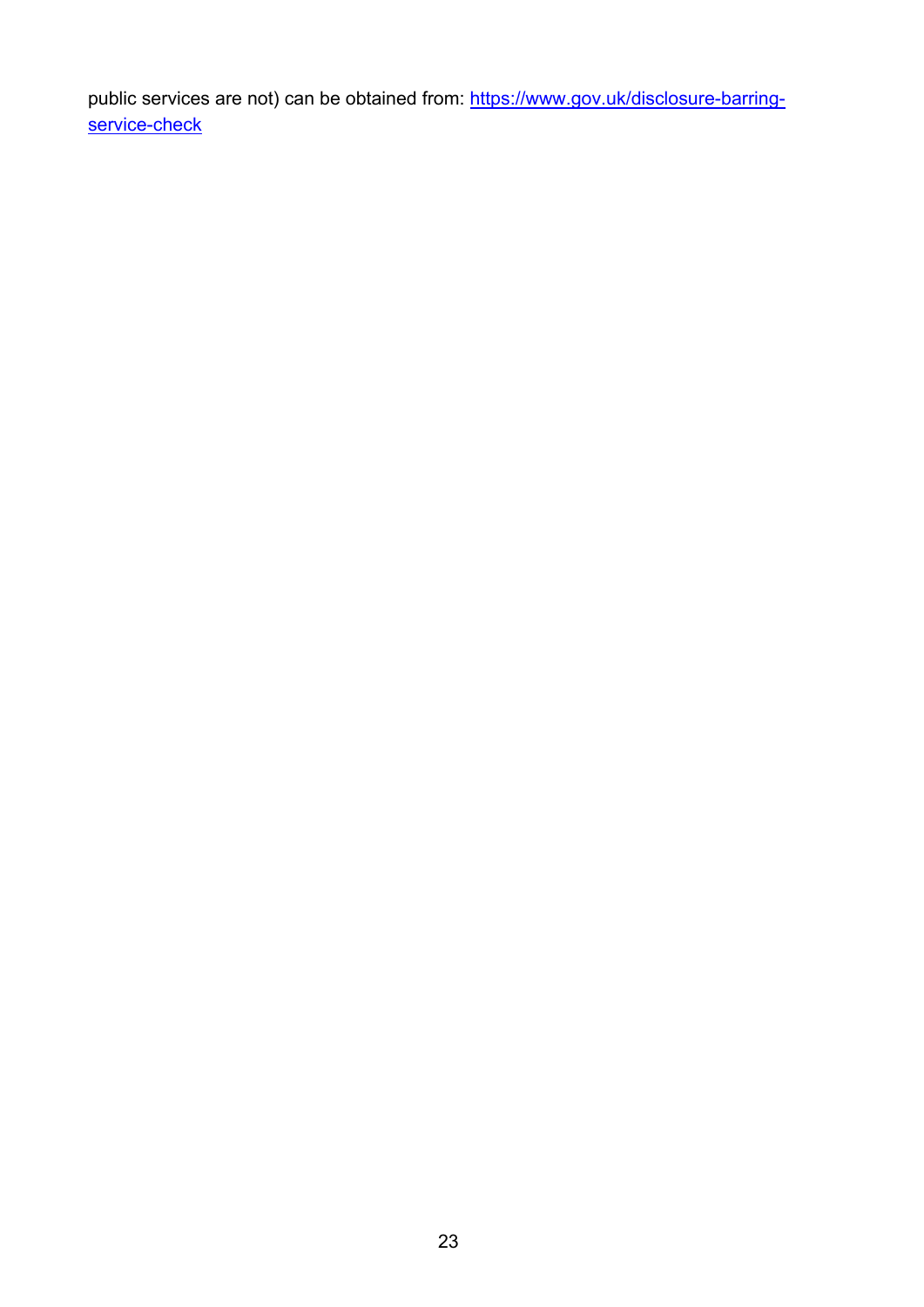public services are not) can be obtained from: [https://www.gov.uk/disclosure-barring-service-check](https://www.gov.uk/disclosure-barring-service-check)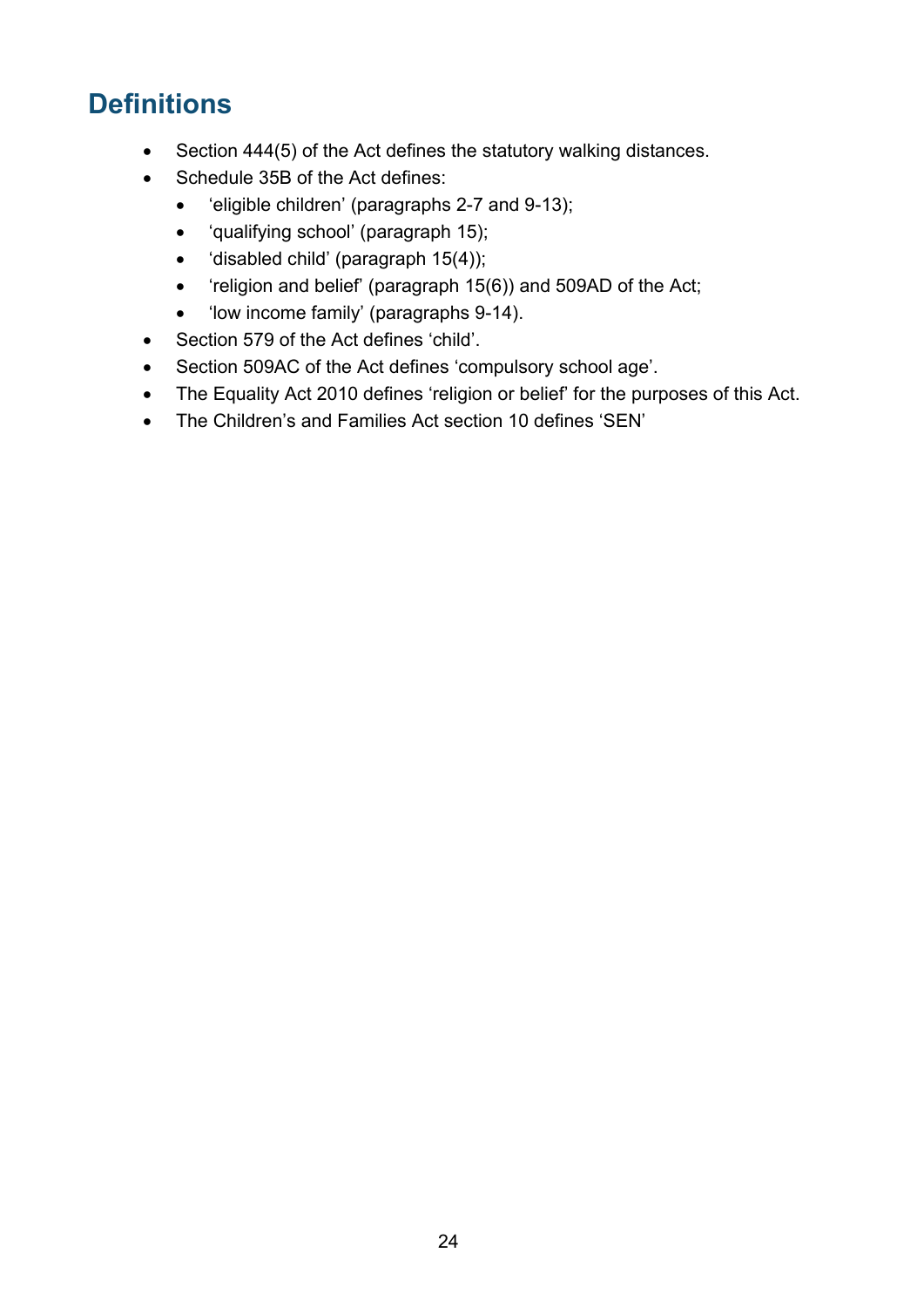## Definitions

- Section 444(5) of the Act defines the statutory walking distances.
- Schedule 35B of the Act defines:
  - 'eligible children' (paragraphs 2-7 and 9-13);
  - 'qualifying school' (paragraph 15);
  - 'disabled child' (paragraph 15(4));
  - 'religion and belief' (paragraph 15(6)) and 509AD of the Act;
  - 'low income family' (paragraphs 9-14).
- Section 579 of the Act defines 'child'.
- Section 509AC of the Act defines 'compulsory school age'.
- The Equality Act 2010 defines 'religion or belief' for the purposes of this Act.
- The Children's and Families Act section 10 defines 'SEN'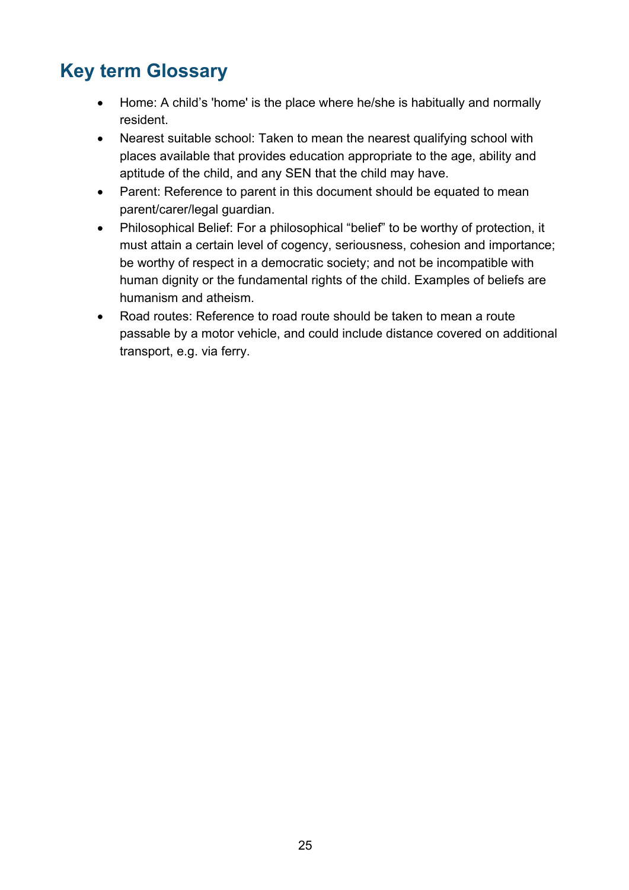## Key term Glossary

- Home: A child's 'home' is the place where he/she is habitually and normally resident.
- Nearest suitable school: Taken to mean the nearest qualifying school with places available that provides education appropriate to the age, ability and aptitude of the child, and any SEN that the child may have.
- Parent: Reference to parent in this document should be equated to mean parent/carer/legal guardian.
- Philosophical Belief: For a philosophical "belief" to be worthy of protection, it must attain a certain level of cogency, seriousness, cohesion and importance; be worthy of respect in a democratic society; and not be incompatible with human dignity or the fundamental rights of the child. Examples of beliefs are humanism and atheism.
- Road routes: Reference to road route should be taken to mean a route passable by a motor vehicle, and could include distance covered on additional transport, e.g. via ferry.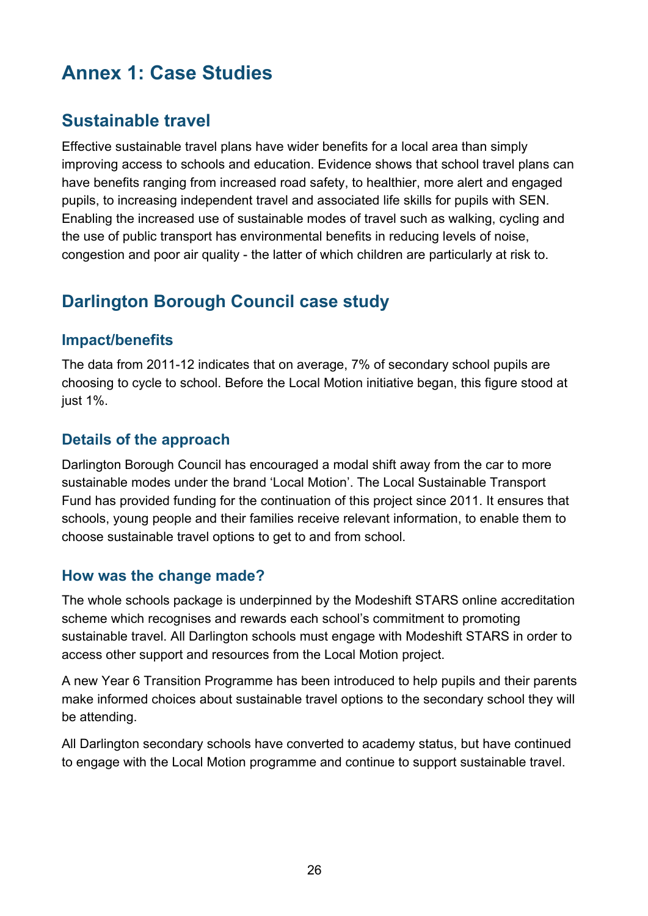# Annex 1: Case Studies

## Sustainable travel

Effective sustainable travel plans have wider benefits for a local area than simply improving access to schools and education. Evidence shows that school travel plans can have benefits ranging from increased road safety, to healthier, more alert and engaged pupils, to increasing independent travel and associated life skills for pupils with SEN. Enabling the increased use of sustainable modes of travel such as walking, cycling and the use of public transport has environmental benefits in reducing levels of noise, congestion and poor air quality - the latter of which children are particularly at risk to.

## Darlington Borough Council case study

### Impact/benefits

The data from 2011-12 indicates that on average, 7% of secondary school pupils are choosing to cycle to school. Before the Local Motion initiative began, this figure stood at just 1%.

### Details of the approach

Darlington Borough Council has encouraged a modal shift away from the car to more sustainable modes under the brand 'Local Motion'. The Local Sustainable Transport Fund has provided funding for the continuation of this project since 2011. It ensures that schools, young people and their families receive relevant information, to enable them to choose sustainable travel options to get to and from school.

### How was the change made?

The whole schools package is underpinned by the Modeshift STARS online accreditation scheme which recognises and rewards each school's commitment to promoting sustainable travel. All Darlington schools must engage with Modeshift STARS in order to access other support and resources from the Local Motion project.

A new Year 6 Transition Programme has been introduced to help pupils and their parents make informed choices about sustainable travel options to the secondary school they will be attending.

All Darlington secondary schools have converted to academy status, but have continued to engage with the Local Motion programme and continue to support sustainable travel.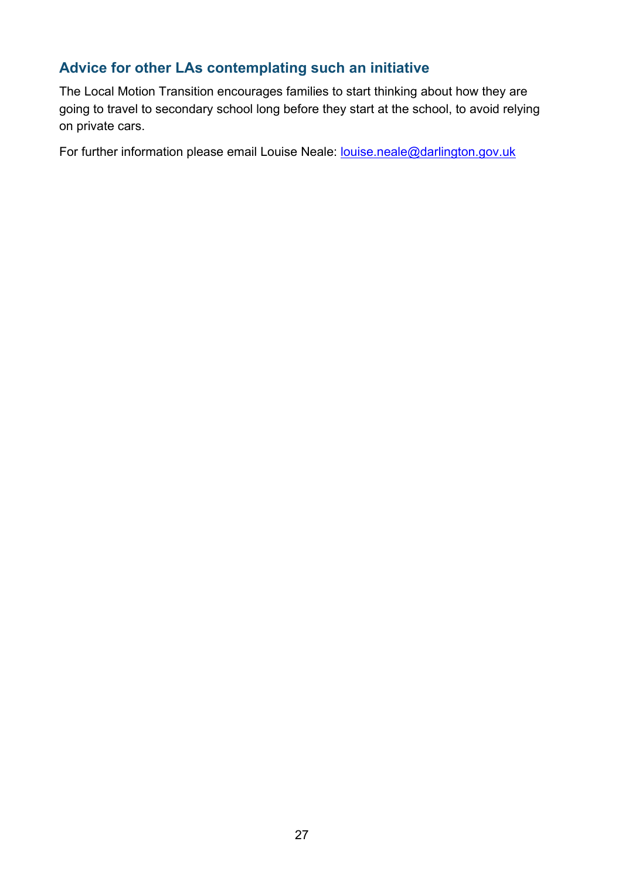### Advice for other LAs contemplating such an initiative

The Local Motion Transition encourages families to start thinking about how they are going to travel to secondary school long before they start at the school, to avoid relying on private cars.

For further information please email Louise Neale: louise.neale@darlington.gov.uk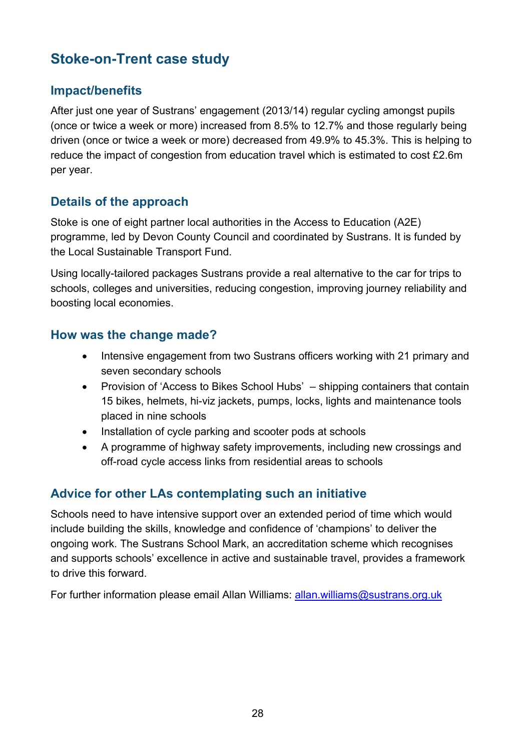## Stoke-on-Trent case study

### Impact/benefits

After just one year of Sustrans' engagement (2013/14) regular cycling amongst pupils (once or twice a week or more) increased from 8.5% to 12.7% and those regularly being driven (once or twice a week or more) decreased from 49.9% to 45.3%. This is helping to reduce the impact of congestion from education travel which is estimated to cost £2.6m per year.

### Details of the approach

Stoke is one of eight partner local authorities in the Access to Education (A2E) programme, led by Devon County Council and coordinated by Sustrans. It is funded by the Local Sustainable Transport Fund.

Using locally-tailored packages Sustrans provide a real alternative to the car for trips to schools, colleges and universities, reducing congestion, improving journey reliability and boosting local economies.

### How was the change made?

- Intensive engagement from two Sustrans officers working with 21 primary and seven secondary schools
- Provision of 'Access to Bikes School Hubs' – shipping containers that contain 15 bikes, helmets, hi-viz jackets, pumps, locks, lights and maintenance tools placed in nine schools
- Installation of cycle parking and scooter pods at schools
- A programme of highway safety improvements, including new crossings and off-road cycle access links from residential areas to schools

### Advice for other LAs contemplating such an initiative

Schools need to have intensive support over an extended period of time which would include building the skills, knowledge and confidence of 'champions' to deliver the ongoing work. The Sustrans School Mark, an accreditation scheme which recognises and supports schools' excellence in active and sustainable travel, provides a framework to drive this forward.

For further information please email Allan Williams: [allan.williams@sustrans.org.uk](mailto:allan.williams@sustrans.org.uk)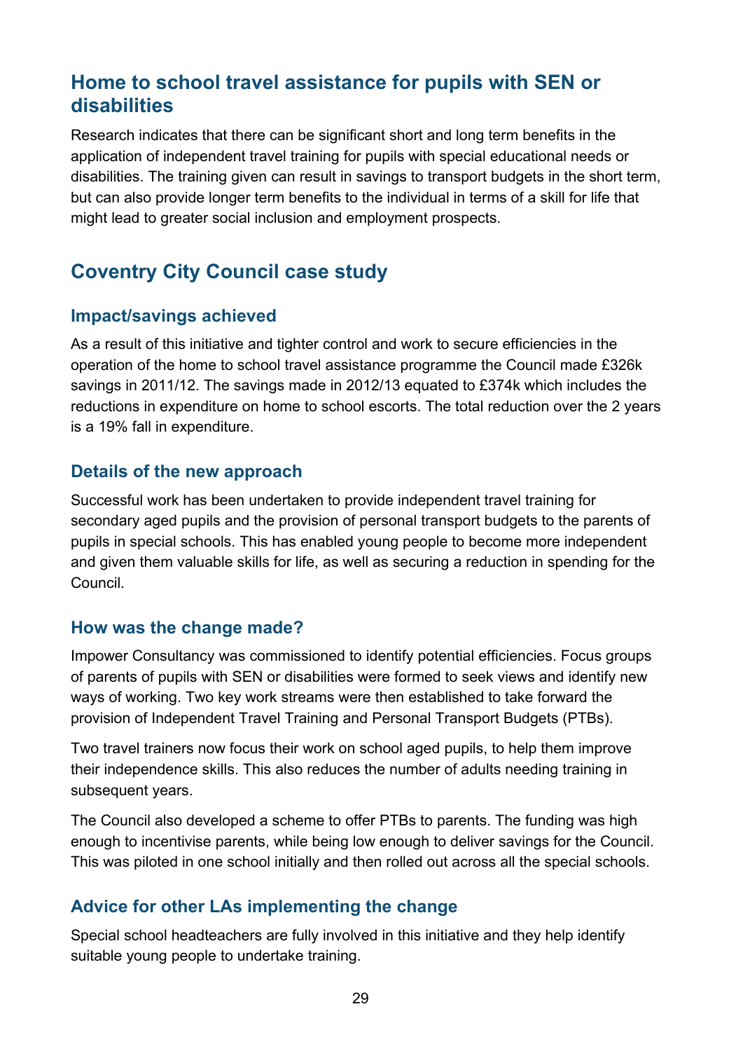## Home to school travel assistance for pupils with SEN or disabilities

Research indicates that there can be significant short and long term benefits in the application of independent travel training for pupils with special educational needs or disabilities. The training given can result in savings to transport budgets in the short term, but can also provide longer term benefits to the individual in terms of a skill for life that might lead to greater social inclusion and employment prospects.

## Coventry City Council case study

### Impact/savings achieved

As a result of this initiative and tighter control and work to secure efficiencies in the operation of the home to school travel assistance programme the Council made £326k savings in 2011/12. The savings made in 2012/13 equated to £374k which includes the reductions in expenditure on home to school escorts. The total reduction over the 2 years is a 19% fall in expenditure.

### Details of the new approach

Successful work has been undertaken to provide independent travel training for secondary aged pupils and the provision of personal transport budgets to the parents of pupils in special schools. This has enabled young people to become more independent and given them valuable skills for life, as well as securing a reduction in spending for the Council.

### How was the change made?

Impower Consultancy was commissioned to identify potential efficiencies. Focus groups of parents of pupils with SEN or disabilities were formed to seek views and identify new ways of working. Two key work streams were then established to take forward the provision of Independent Travel Training and Personal Transport Budgets (PTBs).

Two travel trainers now focus their work on school aged pupils, to help them improve their independence skills. This also reduces the number of adults needing training in subsequent years.

The Council also developed a scheme to offer PTBs to parents. The funding was high enough to incentivise parents, while being low enough to deliver savings for the Council. This was piloted in one school initially and then rolled out across all the special schools.

### Advice for other LAs implementing the change

Special school headteachers are fully involved in this initiative and they help identify suitable young people to undertake training.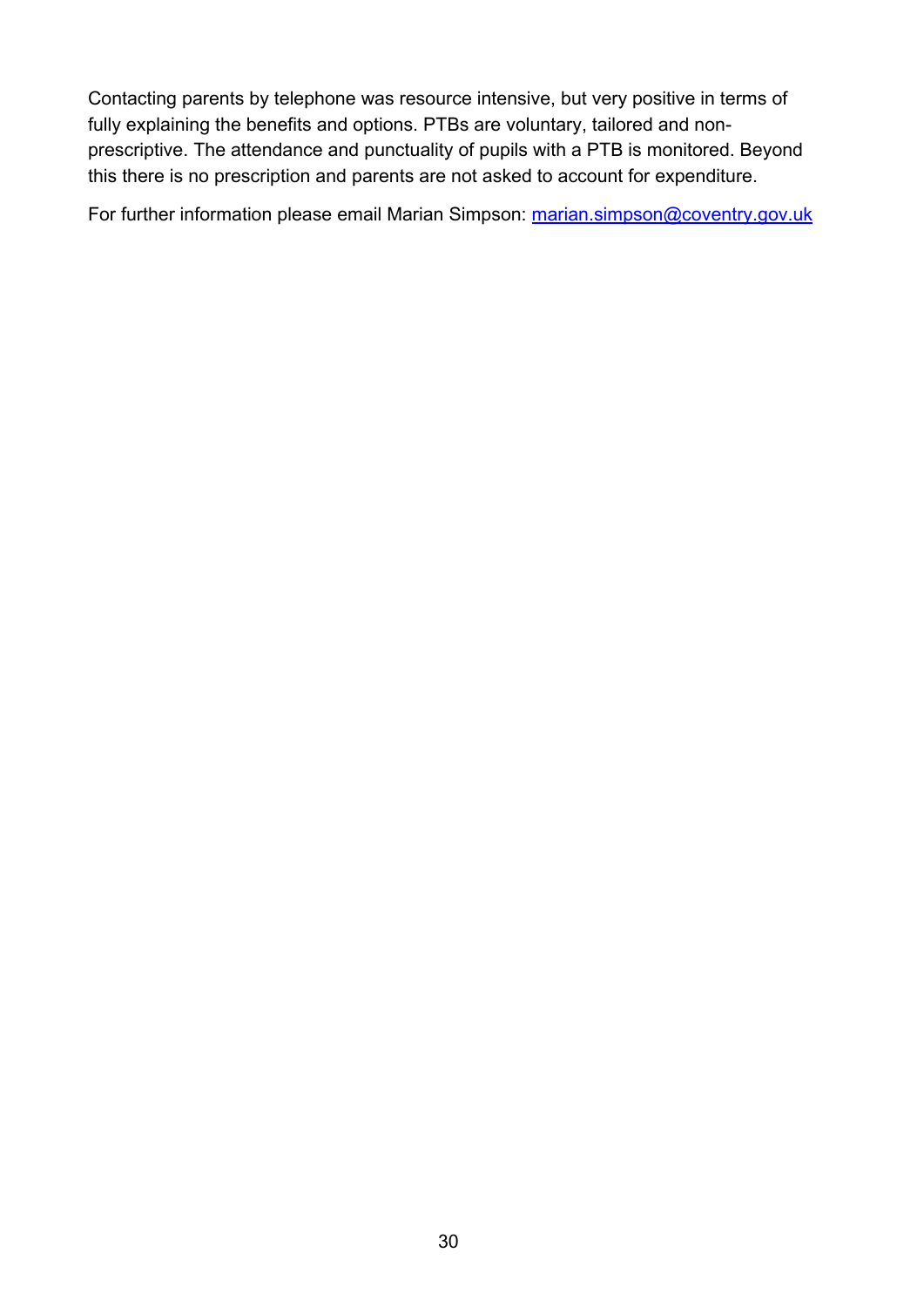Contacting parents by telephone was resource intensive, but very positive in terms of fully explaining the benefits and options. PTBs are voluntary, tailored and non-prescriptive. The attendance and punctuality of pupils with a PTB is monitored. Beyond this there is no prescription and parents are not asked to account for expenditure.

For further information please email Marian Simpson: [marian.simpson@coventry.gov.uk](mailto:marian.simpson@coventry.gov.uk)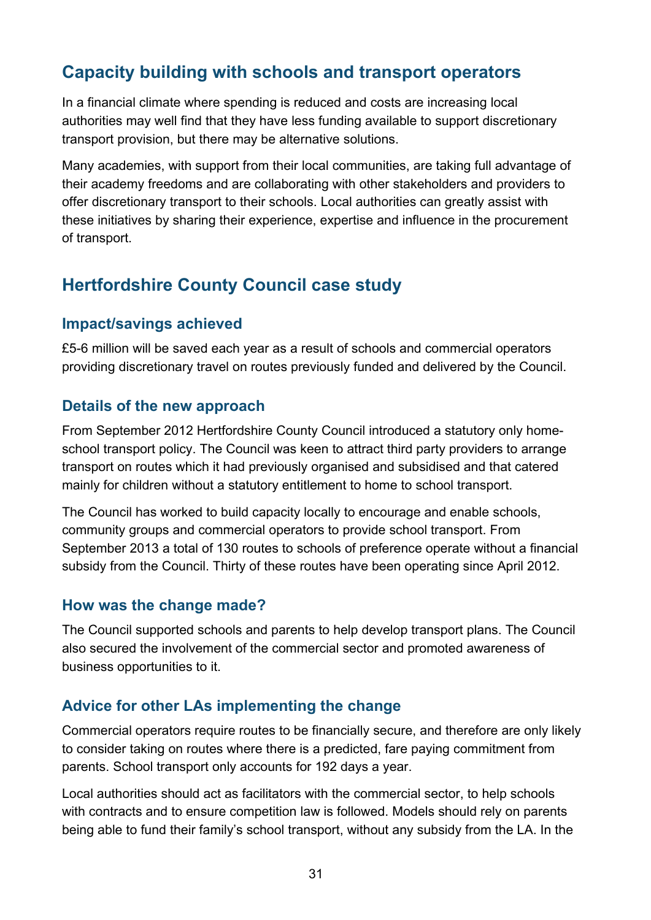## Capacity building with schools and transport operators

In a financial climate where spending is reduced and costs are increasing local authorities may well find that they have less funding available to support discretionary transport provision, but there may be alternative solutions.

Many academies, with support from their local communities, are taking full advantage of their academy freedoms and are collaborating with other stakeholders and providers to offer discretionary transport to their schools. Local authorities can greatly assist with these initiatives by sharing their experience, expertise and influence in the procurement of transport.

## Hertfordshire County Council case study

### Impact/savings achieved

£5-6 million will be saved each year as a result of schools and commercial operators providing discretionary travel on routes previously funded and delivered by the Council.

### Details of the new approach

From September 2012 Hertfordshire County Council introduced a statutory only home-school transport policy. The Council was keen to attract third party providers to arrange transport on routes which it had previously organised and subsidised and that catered mainly for children without a statutory entitlement to home to school transport.

The Council has worked to build capacity locally to encourage and enable schools, community groups and commercial operators to provide school transport. From September 2013 a total of 130 routes to schools of preference operate without a financial subsidy from the Council. Thirty of these routes have been operating since April 2012.

### How was the change made?

The Council supported schools and parents to help develop transport plans. The Council also secured the involvement of the commercial sector and promoted awareness of business opportunities to it.

### Advice for other LAs implementing the change

Commercial operators require routes to be financially secure, and therefore are only likely to consider taking on routes where there is a predicted, fare paying commitment from parents. School transport only accounts for 192 days a year.

Local authorities should act as facilitators with the commercial sector, to help schools with contracts and to ensure competition law is followed. Models should rely on parents being able to fund their family's school transport, without any subsidy from the LA. In the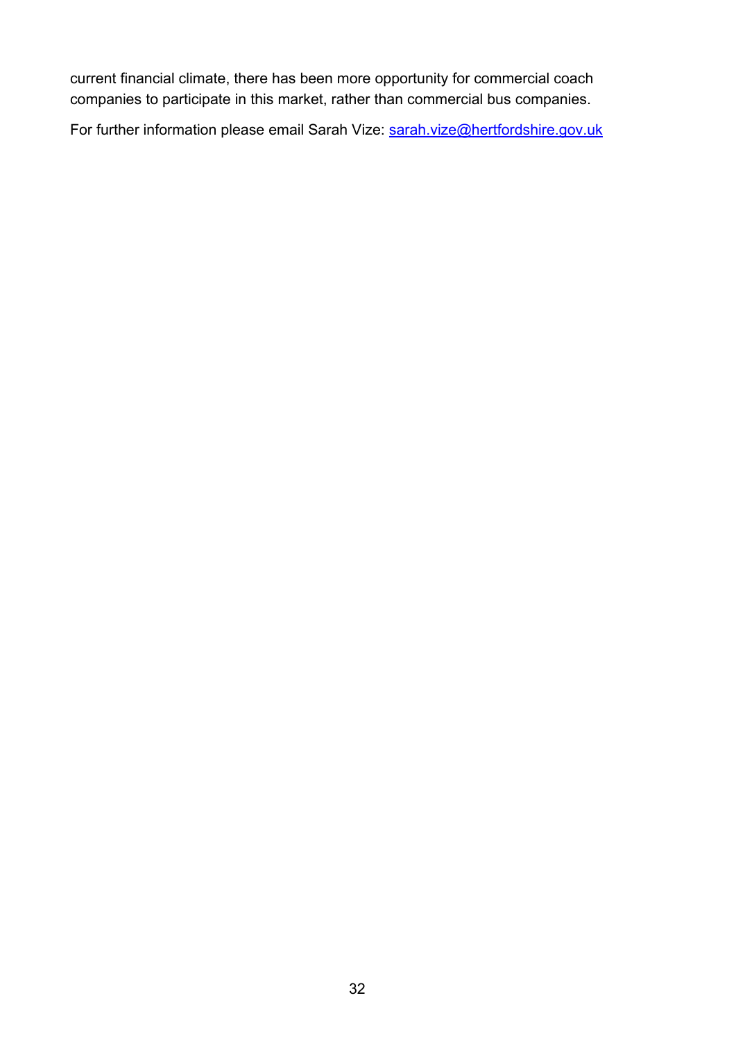current financial climate, there has been more opportunity for commercial coach companies to participate in this market, rather than commercial bus companies.

For further information please email Sarah Vize: [sarah.vize@hertfordshire.gov.uk](mailto:sarah.vize@hertfordshire.gov.uk)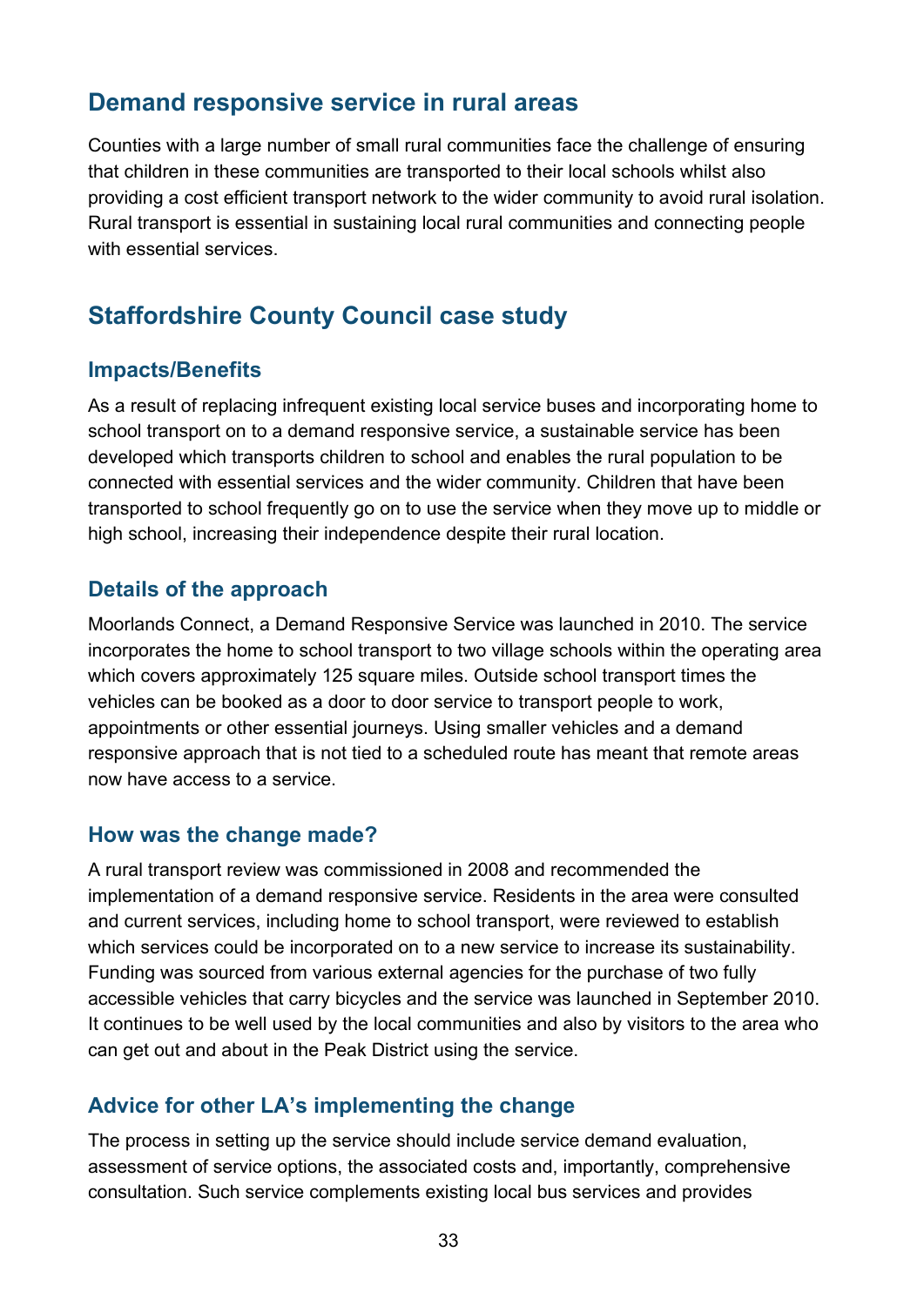## Demand responsive service in rural areas

Counties with a large number of small rural communities face the challenge of ensuring that children in these communities are transported to their local schools whilst also providing a cost efficient transport network to the wider community to avoid rural isolation. Rural transport is essential in sustaining local rural communities and connecting people with essential services.

## Staffordshire County Council case study

### Impacts/Benefits

As a result of replacing infrequent existing local service buses and incorporating home to school transport on to a demand responsive service, a sustainable service has been developed which transports children to school and enables the rural population to be connected with essential services and the wider community. Children that have been transported to school frequently go on to use the service when they move up to middle or high school, increasing their independence despite their rural location.

### Details of the approach

Moorlands Connect, a Demand Responsive Service was launched in 2010. The service incorporates the home to school transport to two village schools within the operating area which covers approximately 125 square miles. Outside school transport times the vehicles can be booked as a door to door service to transport people to work, appointments or other essential journeys. Using smaller vehicles and a demand responsive approach that is not tied to a scheduled route has meant that remote areas now have access to a service.

### How was the change made?

A rural transport review was commissioned in 2008 and recommended the implementation of a demand responsive service. Residents in the area were consulted and current services, including home to school transport, were reviewed to establish which services could be incorporated on to a new service to increase its sustainability. Funding was sourced from various external agencies for the purchase of two fully accessible vehicles that carry bicycles and the service was launched in September 2010. It continues to be well used by the local communities and also by visitors to the area who can get out and about in the Peak District using the service.

### Advice for other LA's implementing the change

The process in setting up the service should include service demand evaluation, assessment of service options, the associated costs and, importantly, comprehensive consultation. Such service complements existing local bus services and provides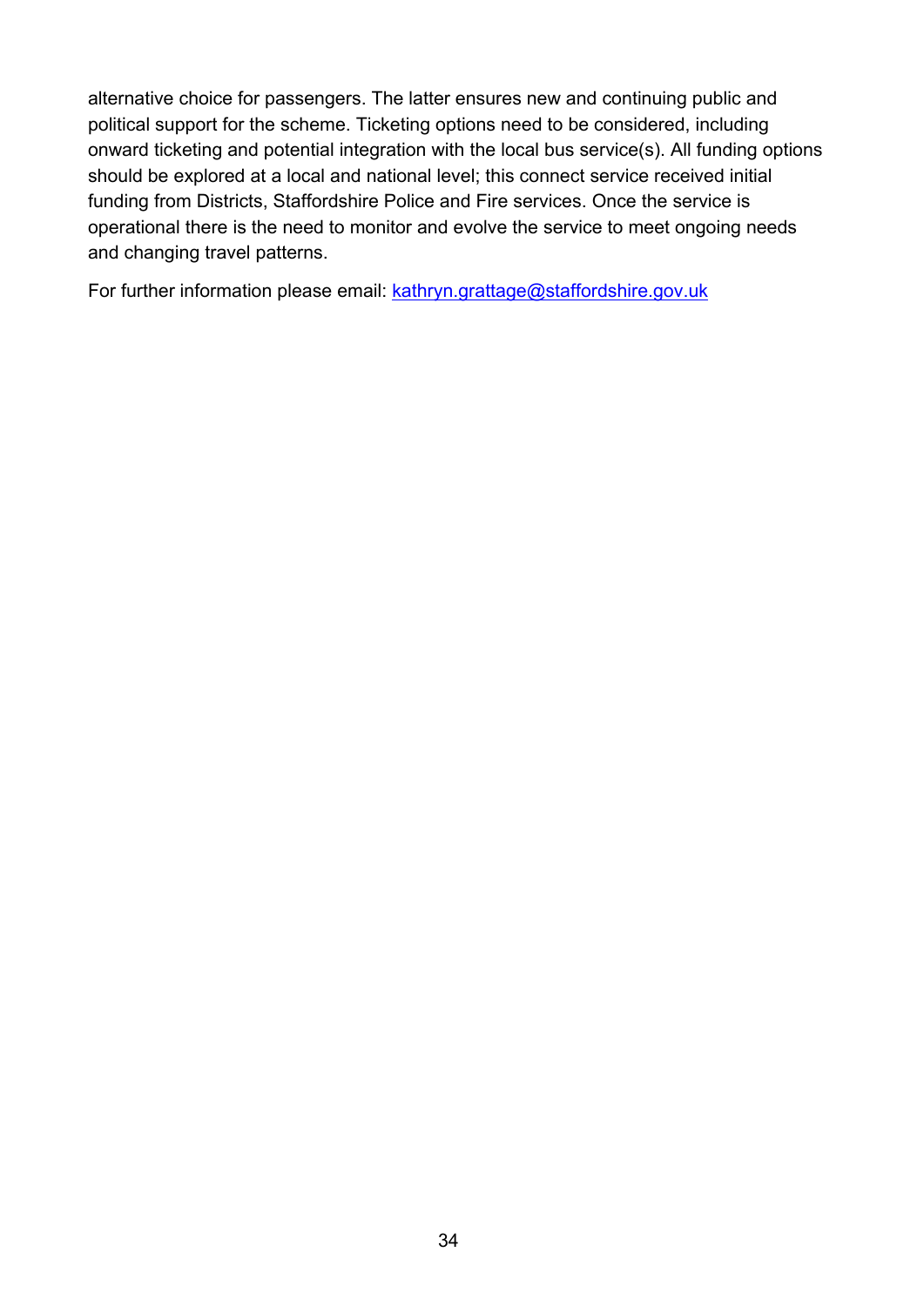alternative choice for passengers. The latter ensures new and continuing public and political support for the scheme. Ticketing options need to be considered, including onward ticketing and potential integration with the local bus service(s). All funding options should be explored at a local and national level; this connect service received initial funding from Districts, Staffordshire Police and Fire services. Once the service is operational there is the need to monitor and evolve the service to meet ongoing needs and changing travel patterns.

For further information please email: [kathryn.grattage@staffordshire.gov.uk](mailto:kathryn.grattage@staffordshire.gov.uk)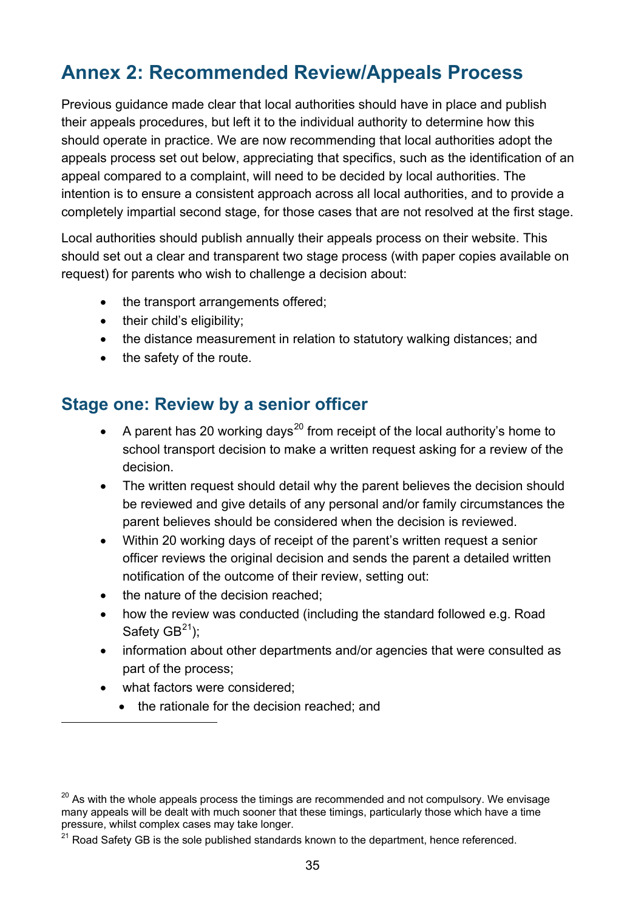## Annex 2: Recommended Review/Appeals Process

Previous guidance made clear that local authorities should have in place and publish their appeals procedures, but left it to the individual authority to determine how this should operate in practice. We are now recommending that local authorities adopt the appeals process set out below, appreciating that specifics, such as the identification of an appeal compared to a complaint, will need to be decided by local authorities. The intention is to ensure a consistent approach across all local authorities, and to provide a completely impartial second stage, for those cases that are not resolved at the first stage.

Local authorities should publish annually their appeals process on their website. This should set out a clear and transparent two stage process (with paper copies available on request) for parents who wish to challenge a decision about:

- the transport arrangements offered;
- their child's eligibility;
- the distance measurement in relation to statutory walking distances; and
- the safety of the route.

### Stage one: Review by a senior officer

- A parent has 20 working days[20] from receipt of the local authority's home to school transport decision to make a written request asking for a review of the decision.
- The written request should detail why the parent believes the decision should be reviewed and give details of any personal and/or family circumstances the parent believes should be considered when the decision is reviewed.
- Within 20 working days of receipt of the parent's written request a senior officer reviews the original decision and sends the parent a detailed written notification of the outcome of their review, setting out:
- the nature of the decision reached;
- how the review was conducted (including the standard followed e.g. Road Safety GB[21]);
- information about other departments and/or agencies that were consulted as part of the process;
- what factors were considered;
  - the rationale for the decision reached; and

[20] As with the whole appeals process the timings are recommended and not compulsory. We envisage many appeals will be dealt with much sooner that these timings, particularly those which have a time pressure, whilst complex cases may take longer.

[21] Road Safety GB is the sole published standards known to the department, hence referenced.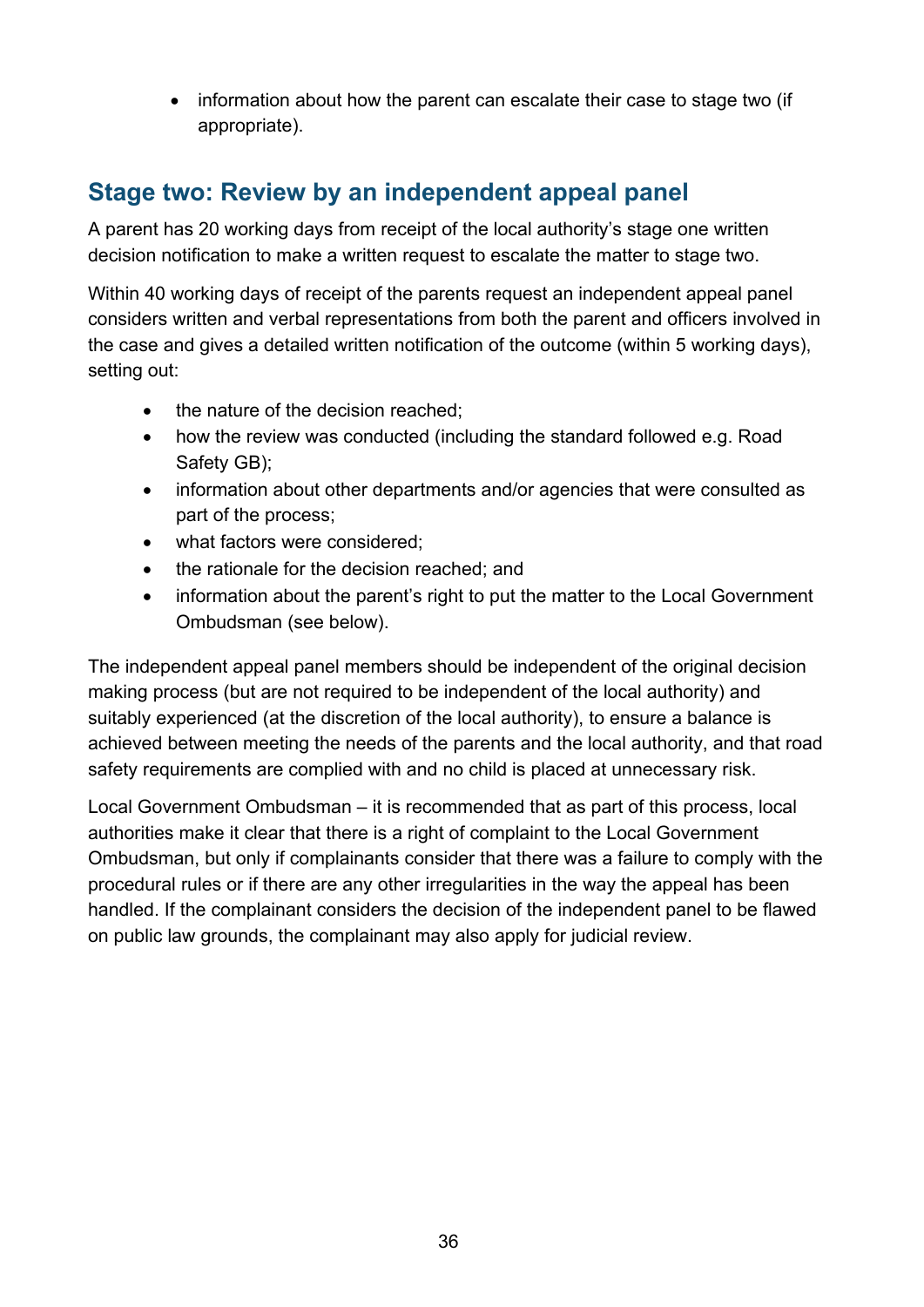- information about how the parent can escalate their case to stage two (if appropriate).

## Stage two: Review by an independent appeal panel

A parent has 20 working days from receipt of the local authority's stage one written decision notification to make a written request to escalate the matter to stage two.

Within 40 working days of receipt of the parents request an independent appeal panel considers written and verbal representations from both the parent and officers involved in the case and gives a detailed written notification of the outcome (within 5 working days), setting out:

- the nature of the decision reached;
- how the review was conducted (including the standard followed e.g. Road Safety GB);
- information about other departments and/or agencies that were consulted as part of the process;
- what factors were considered;
- the rationale for the decision reached; and
- information about the parent's right to put the matter to the Local Government Ombudsman (see below).

The independent appeal panel members should be independent of the original decision making process (but are not required to be independent of the local authority) and suitably experienced (at the discretion of the local authority), to ensure a balance is achieved between meeting the needs of the parents and the local authority, and that road safety requirements are complied with and no child is placed at unnecessary risk.

Local Government Ombudsman – it is recommended that as part of this process, local authorities make it clear that there is a right of complaint to the Local Government Ombudsman, but only if complainants consider that there was a failure to comply with the procedural rules or if there are any other irregularities in the way the appeal has been handled. If the complainant considers the decision of the independent panel to be flawed on public law grounds, the complainant may also apply for judicial review.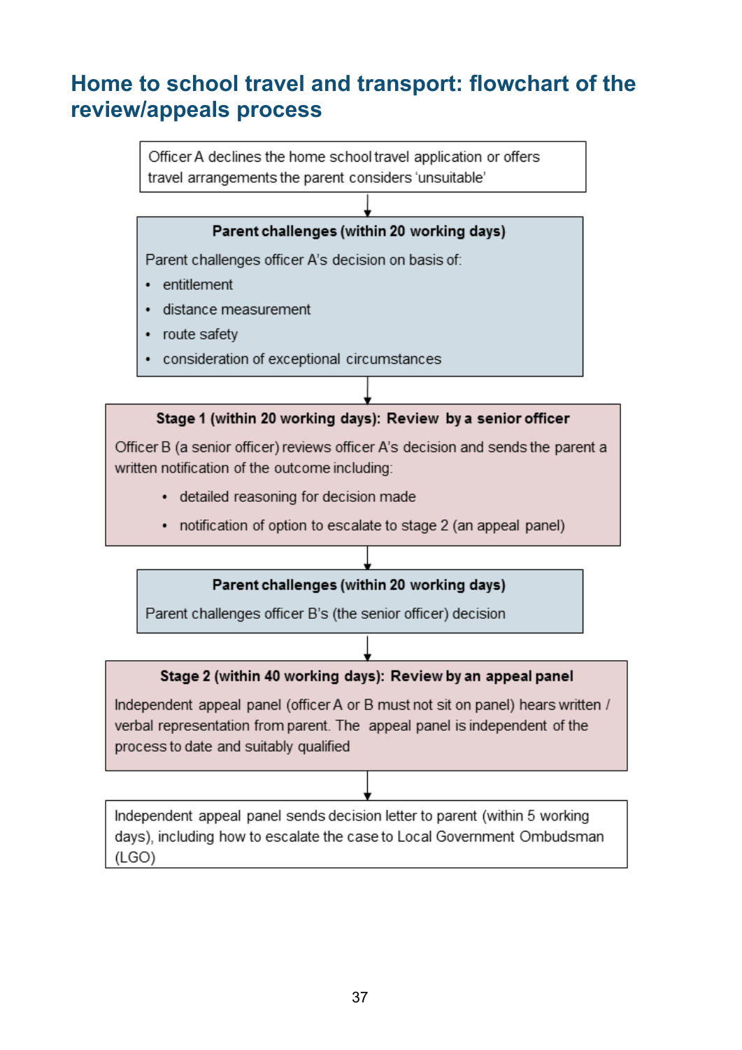## Home to school travel and transport: flowchart of the review/appeals process

Officer A declines the home school travel application or offers travel arrangements the parent considers 'unsuitable'

↓

**Parent challenges (within 20 working days)**

Parent challenges officer A's decision on basis of:

- entitlement
- distance measurement
- route safety
- consideration of exceptional circumstances

↓

**Stage 1 (within 20 working days): Review by a senior officer**

Officer B (a senior officer) reviews officer A's decision and sends the parent a written notification of the outcome including:

- detailed reasoning for decision made
- notification of option to escalate to stage 2 (an appeal panel)

↓

**Parent challenges (within 20 working days)**

Parent challenges officer B's (the senior officer) decision

↓

**Stage 2 (within 40 working days): Review by an appeal panel**

Independent appeal panel (officer A or B must not sit on panel) hears written / verbal representation from parent. The appeal panel is independent of the process to date and suitably qualified

↓

Independent appeal panel sends decision letter to parent (within 5 working days), including how to escalate the case to Local Government Ombudsman (LGO)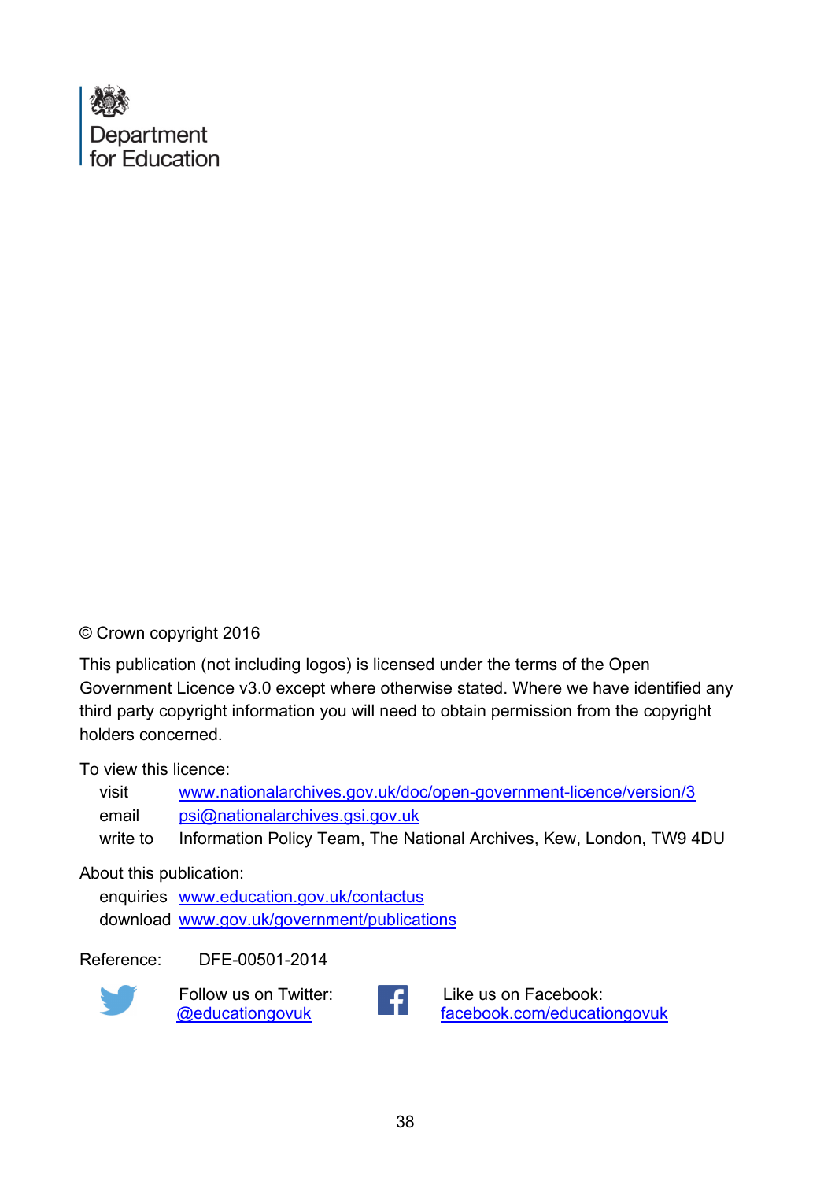Department for Education

© Crown copyright 2016

This publication (not including logos) is licensed under the terms of the Open Government Licence v3.0 except where otherwise stated. Where we have identified any third party copyright information you will need to obtain permission from the copyright holders concerned.

To view this licence:

visit www.nationalarchives.gov.uk/doc/open-government-licence/version/3
email psi@nationalarchives.gsi.gov.uk
write to Information Policy Team, The National Archives, Kew, London, TW9 4DU

About this publication:

enquiries www.education.gov.uk/contactus
download www.gov.uk/government/publications

Reference: DFE-00501-2014

Follow us on Twitter: @educationgovuk

Like us on Facebook: facebook.com/educationgovuk